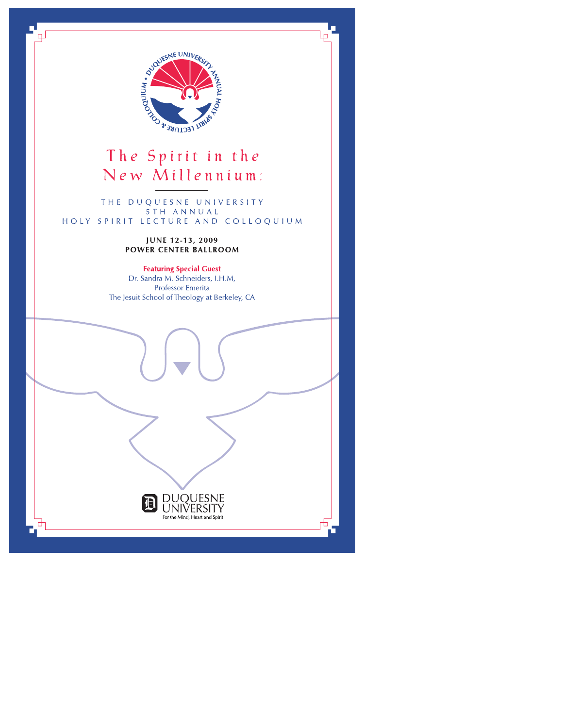# The Spirit in the New Millennium:

THE DUQUESNE UNIVERSITY
5TH ANNUAL
HOLY SPIRIT LECTURE AND COLLOQUIUM

**JUNE 12-13, 2009**
**POWER CENTER BALLROOM**

**Featuring Special Guest**
Dr. Sandra M. Schneiders, I.H.M,
Professor Emerita
The Jesuit School of Theology at Berkeley, CA

DUQUESNE UNIVERSITY
For the Mind, Heart and Spirit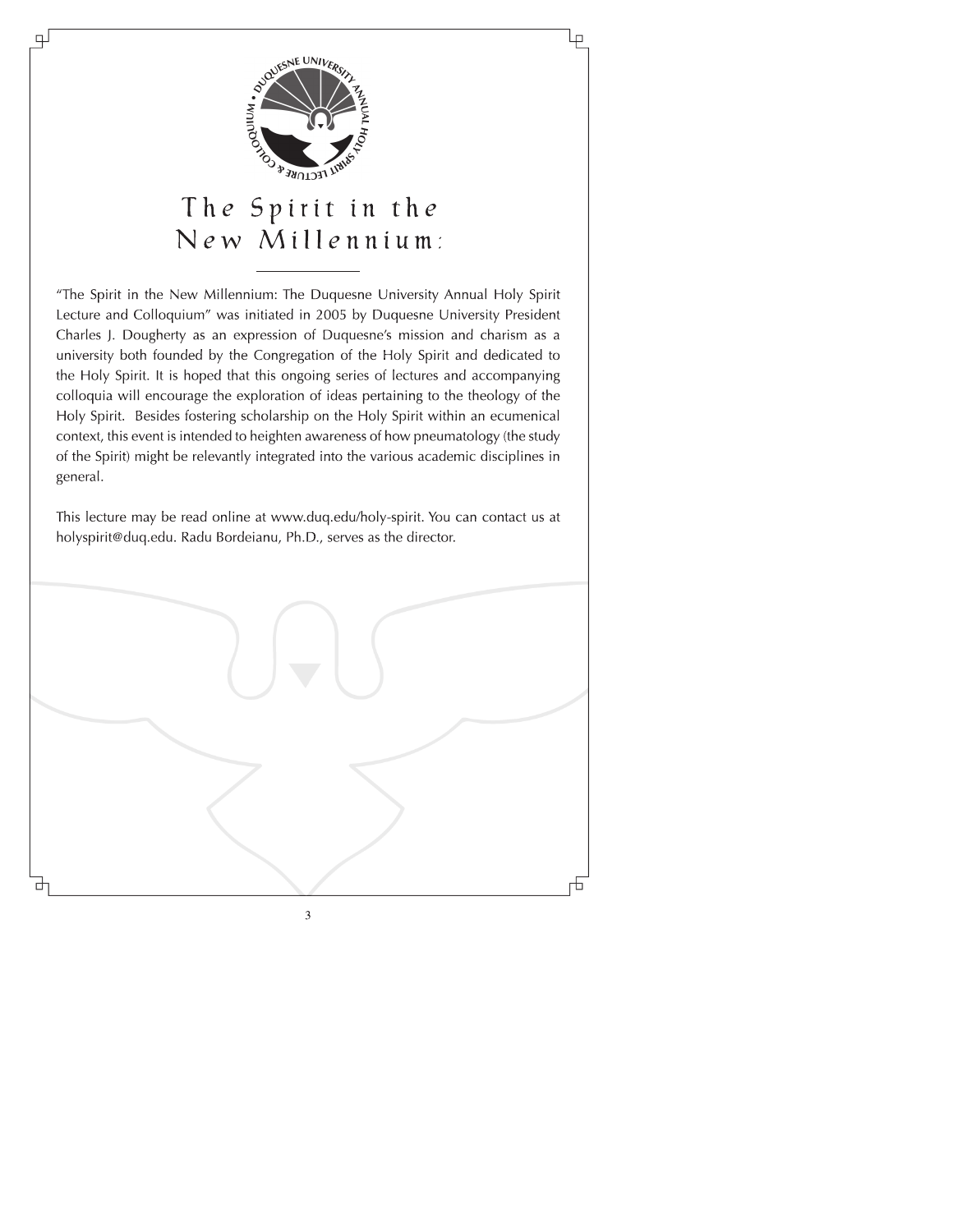# The Spirit in the New Millennium:

"The Spirit in the New Millennium: The Duquesne University Annual Holy Spirit Lecture and Colloquium" was initiated in 2005 by Duquesne University President Charles J. Dougherty as an expression of Duquesne's mission and charism as a university both founded by the Congregation of the Holy Spirit and dedicated to the Holy Spirit. It is hoped that this ongoing series of lectures and accompanying colloquia will encourage the exploration of ideas pertaining to the theology of the Holy Spirit. Besides fostering scholarship on the Holy Spirit within an ecumenical context, this event is intended to heighten awareness of how pneumatology (the study of the Spirit) might be relevantly integrated into the various academic disciplines in general.

This lecture may be read online at www.duq.edu/holy-spirit. You can contact us at holyspirit@duq.edu. Radu Bordeianu, Ph.D., serves as the director.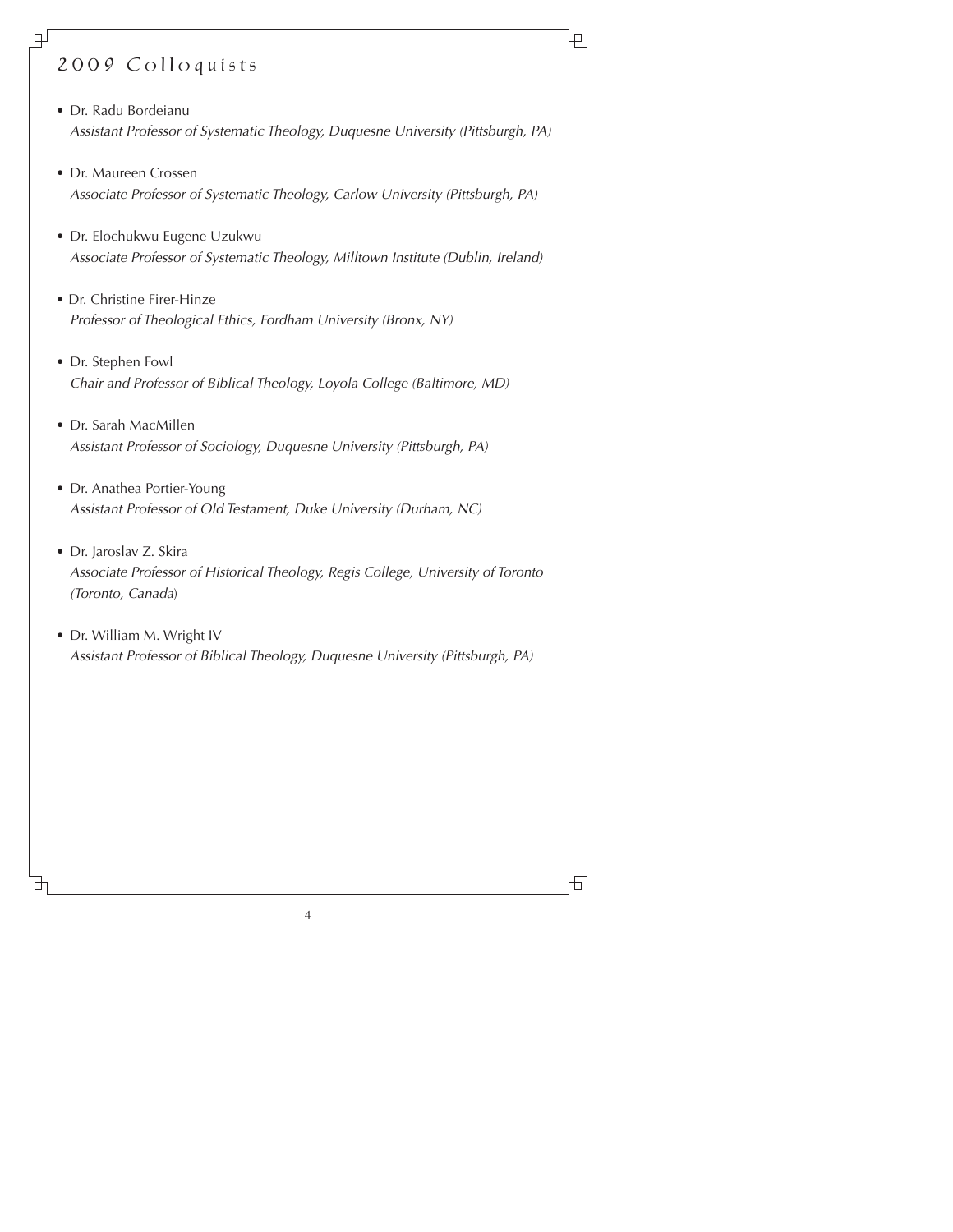## 2009 Colloquists

- Dr. Radu Bordeianu
  *Assistant Professor of Systematic Theology, Duquesne University (Pittsburgh, PA)*

- Dr. Maureen Crossen
  *Associate Professor of Systematic Theology, Carlow University (Pittsburgh, PA)*

- Dr. Elochukwu Eugene Uzukwu
  *Associate Professor of Systematic Theology, Milltown Institute (Dublin, Ireland)*

- Dr. Christine Firer-Hinze
  *Professor of Theological Ethics, Fordham University (Bronx, NY)*

- Dr. Stephen Fowl
  *Chair and Professor of Biblical Theology, Loyola College (Baltimore, MD)*

- Dr. Sarah MacMillen
  *Assistant Professor of Sociology, Duquesne University (Pittsburgh, PA)*

- Dr. Anathea Portier-Young
  *Assistant Professor of Old Testament, Duke University (Durham, NC)*

- Dr. Jaroslav Z. Skira
  *Associate Professor of Historical Theology, Regis College, University of Toronto (Toronto, Canada)*

- Dr. William M. Wright IV
  *Assistant Professor of Biblical Theology, Duquesne University (Pittsburgh, PA)*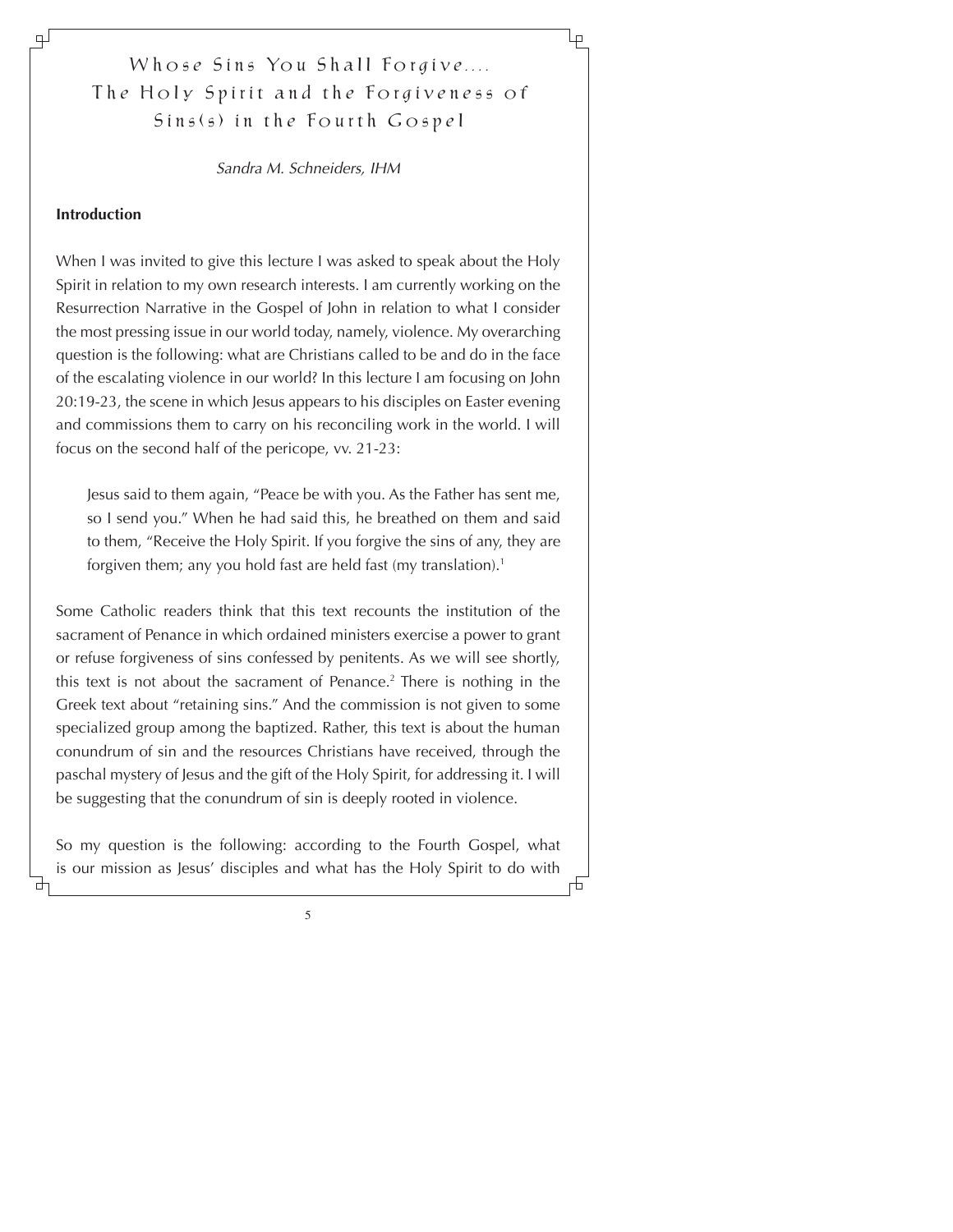# Whose Sins You Shall Forgive.... The Holy Spirit and the Forgiveness of Sins(s) in the Fourth Gospel

*Sandra M. Schneiders, IHM*

**Introduction**

When I was invited to give this lecture I was asked to speak about the Holy Spirit in relation to my own research interests. I am currently working on the Resurrection Narrative in the Gospel of John in relation to what I consider the most pressing issue in our world today, namely, violence. My overarching question is the following: what are Christians called to be and do in the face of the escalating violence in our world? In this lecture I am focusing on John 20:19-23, the scene in which Jesus appears to his disciples on Easter evening and commissions them to carry on his reconciling work in the world. I will focus on the second half of the pericope, vv. 21-23:

> Jesus said to them again, "Peace be with you. As the Father has sent me, so I send you." When he had said this, he breathed on them and said to them, "Receive the Holy Spirit. If you forgive the sins of any, they are forgiven them; any you hold fast are held fast (my translation).[1]

Some Catholic readers think that this text recounts the institution of the sacrament of Penance in which ordained ministers exercise a power to grant or refuse forgiveness of sins confessed by penitents. As we will see shortly, this text is not about the sacrament of Penance.[2] There is nothing in the Greek text about "retaining sins." And the commission is not given to some specialized group among the baptized. Rather, this text is about the human conundrum of sin and the resources Christians have received, through the paschal mystery of Jesus and the gift of the Holy Spirit, for addressing it. I will be suggesting that the conundrum of sin is deeply rooted in violence.

So my question is the following: according to the Fourth Gospel, what is our mission as Jesus' disciples and what has the Holy Spirit to do with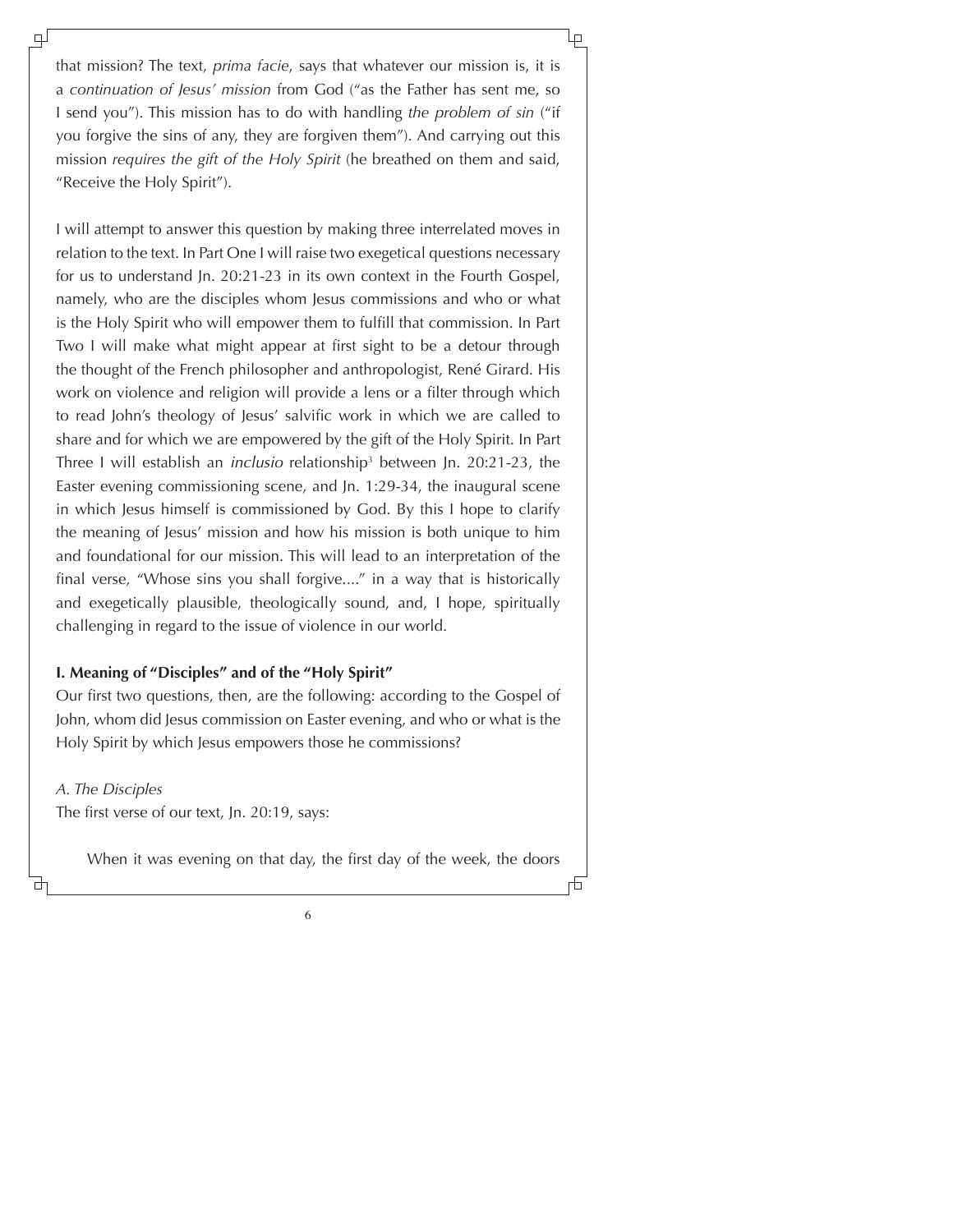that mission? The text, *prima facie*, says that whatever our mission is, it is a *continuation of Jesus' mission* from God ("as the Father has sent me, so I send you"). This mission has to do with handling *the problem of sin* ("if you forgive the sins of any, they are forgiven them"). And carrying out this mission *requires the gift of the Holy Spirit* (he breathed on them and said, "Receive the Holy Spirit").

I will attempt to answer this question by making three interrelated moves in relation to the text. In Part One I will raise two exegetical questions necessary for us to understand Jn. 20:21-23 in its own context in the Fourth Gospel, namely, who are the disciples whom Jesus commissions and who or what is the Holy Spirit who will empower them to fulfill that commission. In Part Two I will make what might appear at first sight to be a detour through the thought of the French philosopher and anthropologist, René Girard. His work on violence and religion will provide a lens or a filter through which to read John's theology of Jesus' salvific work in which we are called to share and for which we are empowered by the gift of the Holy Spirit. In Part Three I will establish an *inclusio* relationship[3] between Jn. 20:21-23, the Easter evening commissioning scene, and Jn. 1:29-34, the inaugural scene in which Jesus himself is commissioned by God. By this I hope to clarify the meaning of Jesus' mission and how his mission is both unique to him and foundational for our mission. This will lead to an interpretation of the final verse, "Whose sins you shall forgive...." in a way that is historically and exegetically plausible, theologically sound, and, I hope, spiritually challenging in regard to the issue of violence in our world.

## I. Meaning of "Disciples" and of the "Holy Spirit"

Our first two questions, then, are the following: according to the Gospel of John, whom did Jesus commission on Easter evening, and who or what is the Holy Spirit by which Jesus empowers those he commissions?

### *A. The Disciples*

The first verse of our text, Jn. 20:19, says:

> When it was evening on that day, the first day of the week, the doors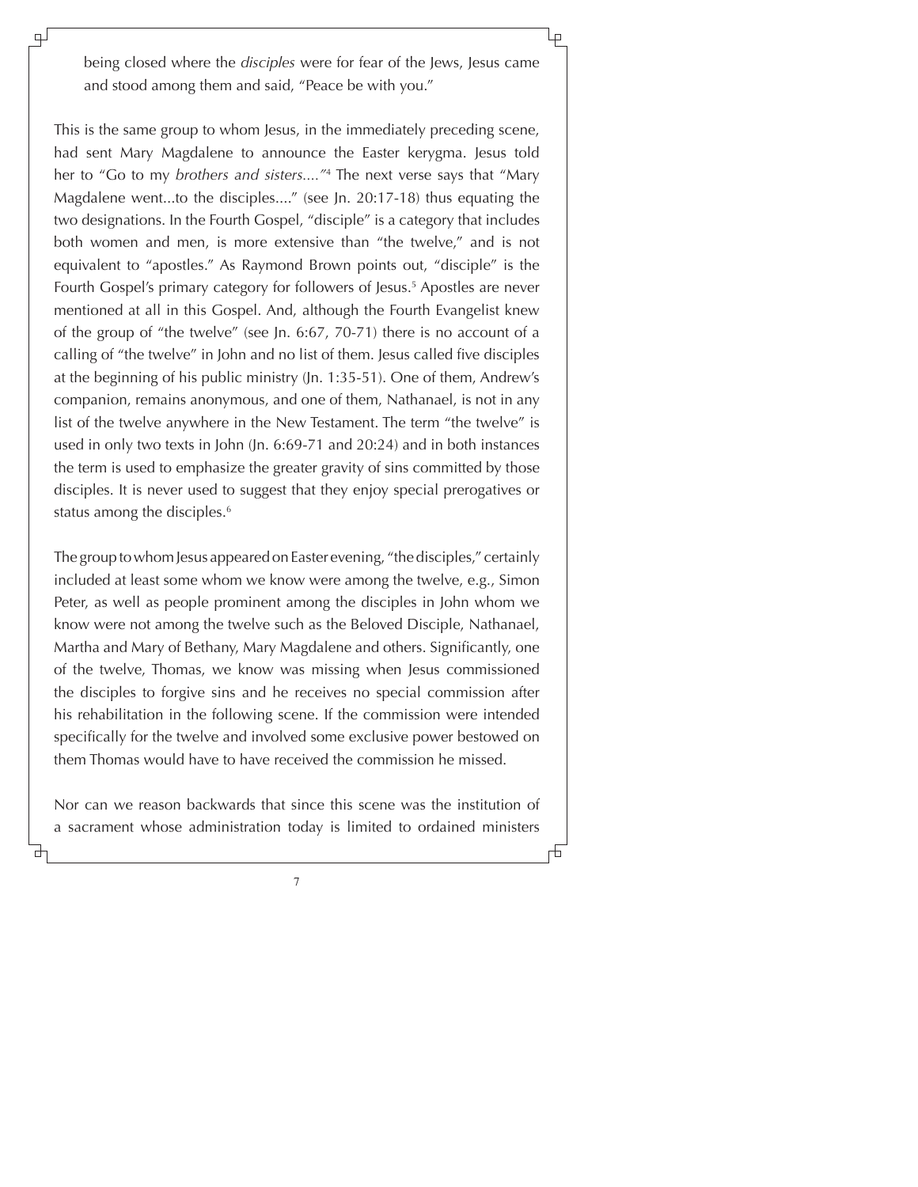being closed where the *disciples* were for fear of the Jews, Jesus came and stood among them and said, "Peace be with you."

This is the same group to whom Jesus, in the immediately preceding scene, had sent Mary Magdalene to announce the Easter kerygma. Jesus told her to "Go to my *brothers and sisters....*"[4] The next verse says that "Mary Magdalene went...to the disciples...." (see Jn. 20:17-18) thus equating the two designations. In the Fourth Gospel, "disciple" is a category that includes both women and men, is more extensive than "the twelve," and is not equivalent to "apostles." As Raymond Brown points out, "disciple" is the Fourth Gospel's primary category for followers of Jesus.[5] Apostles are never mentioned at all in this Gospel. And, although the Fourth Evangelist knew of the group of "the twelve" (see Jn. 6:67, 70-71) there is no account of a calling of "the twelve" in John and no list of them. Jesus called five disciples at the beginning of his public ministry (Jn. 1:35-51). One of them, Andrew's companion, remains anonymous, and one of them, Nathanael, is not in any list of the twelve anywhere in the New Testament. The term "the twelve" is used in only two texts in John (Jn. 6:69-71 and 20:24) and in both instances the term is used to emphasize the greater gravity of sins committed by those disciples. It is never used to suggest that they enjoy special prerogatives or status among the disciples.[6]

The group to whom Jesus appeared on Easter evening, "the disciples," certainly included at least some whom we know were among the twelve, e.g., Simon Peter, as well as people prominent among the disciples in John whom we know were not among the twelve such as the Beloved Disciple, Nathanael, Martha and Mary of Bethany, Mary Magdalene and others. Significantly, one of the twelve, Thomas, we know was missing when Jesus commissioned the disciples to forgive sins and he receives no special commission after his rehabilitation in the following scene. If the commission were intended specifically for the twelve and involved some exclusive power bestowed on them Thomas would have to have received the commission he missed.

Nor can we reason backwards that since this scene was the institution of a sacrament whose administration today is limited to ordained ministers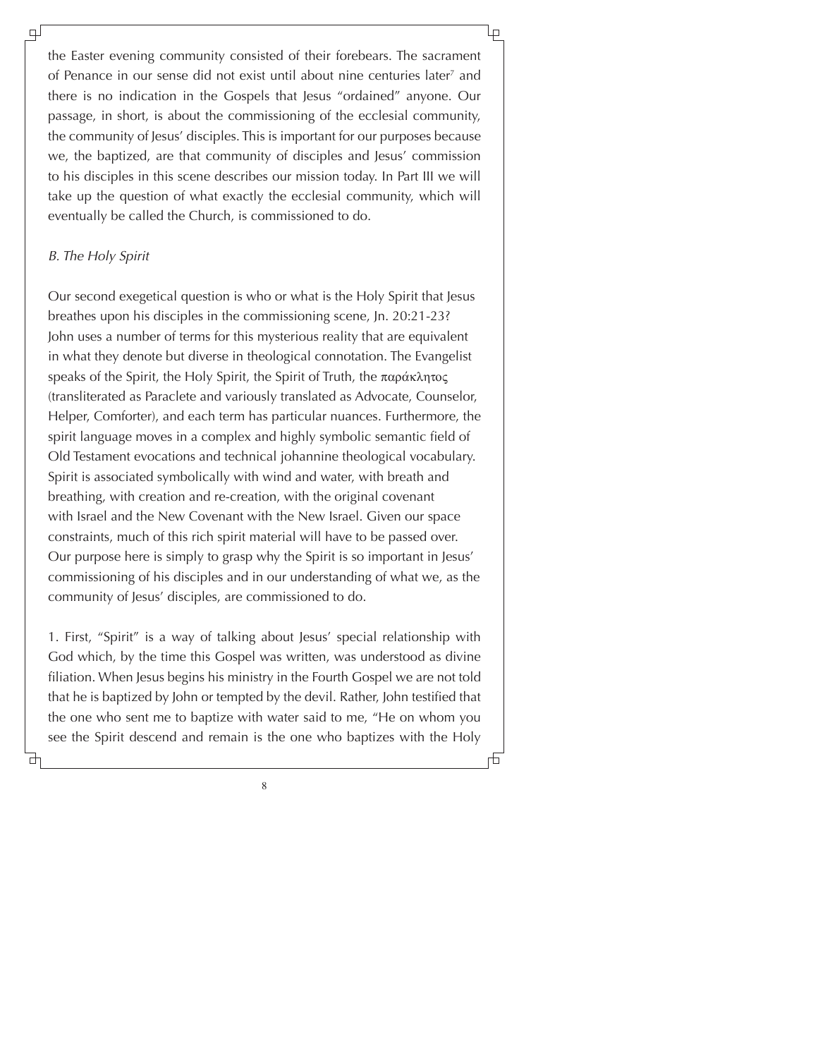the Easter evening community consisted of their forebears. The sacrament of Penance in our sense did not exist until about nine centuries later[7] and there is no indication in the Gospels that Jesus "ordained" anyone. Our passage, in short, is about the commissioning of the ecclesial community, the community of Jesus' disciples. This is important for our purposes because we, the baptized, are that community of disciples and Jesus' commission to his disciples in this scene describes our mission today. In Part III we will take up the question of what exactly the ecclesial community, which will eventually be called the Church, is commissioned to do.

*B. The Holy Spirit*

Our second exegetical question is who or what is the Holy Spirit that Jesus breathes upon his disciples in the commissioning scene, Jn. 20:21-23? John uses a number of terms for this mysterious reality that are equivalent in what they denote but diverse in theological connotation. The Evangelist speaks of the Spirit, the Holy Spirit, the Spirit of Truth, the παράκλητος (transliterated as Paraclete and variously translated as Advocate, Counselor, Helper, Comforter), and each term has particular nuances. Furthermore, the spirit language moves in a complex and highly symbolic semantic field of Old Testament evocations and technical johannine theological vocabulary. Spirit is associated symbolically with wind and water, with breath and breathing, with creation and re-creation, with the original covenant with Israel and the New Covenant with the New Israel. Given our space constraints, much of this rich spirit material will have to be passed over. Our purpose here is simply to grasp why the Spirit is so important in Jesus' commissioning of his disciples and in our understanding of what we, as the community of Jesus' disciples, are commissioned to do.

1. First, "Spirit" is a way of talking about Jesus' special relationship with God which, by the time this Gospel was written, was understood as divine filiation. When Jesus begins his ministry in the Fourth Gospel we are not told that he is baptized by John or tempted by the devil. Rather, John testified that the one who sent me to baptize with water said to me, "He on whom you see the Spirit descend and remain is the one who baptizes with the Holy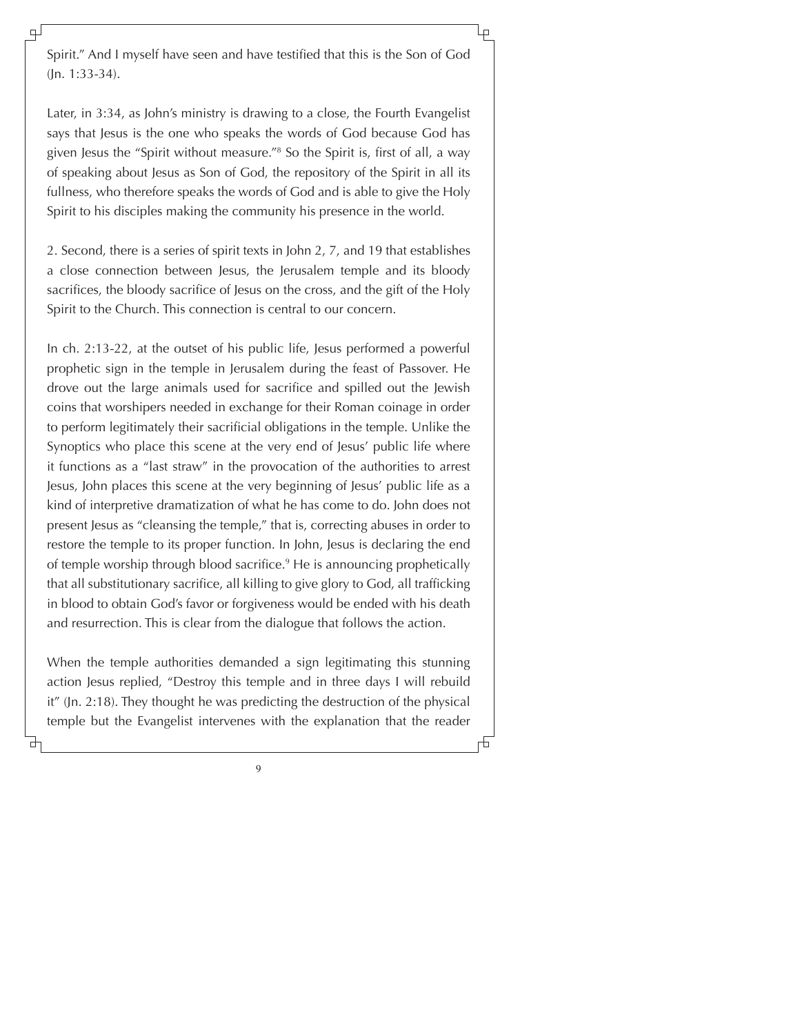Spirit." And I myself have seen and have testified that this is the Son of God (Jn. 1:33-34).

Later, in 3:34, as John's ministry is drawing to a close, the Fourth Evangelist says that Jesus is the one who speaks the words of God because God has given Jesus the "Spirit without measure."[8] So the Spirit is, first of all, a way of speaking about Jesus as Son of God, the repository of the Spirit in all its fullness, who therefore speaks the words of God and is able to give the Holy Spirit to his disciples making the community his presence in the world.

2. Second, there is a series of spirit texts in John 2, 7, and 19 that establishes a close connection between Jesus, the Jerusalem temple and its bloody sacrifices, the bloody sacrifice of Jesus on the cross, and the gift of the Holy Spirit to the Church. This connection is central to our concern.

In ch. 2:13-22, at the outset of his public life, Jesus performed a powerful prophetic sign in the temple in Jerusalem during the feast of Passover. He drove out the large animals used for sacrifice and spilled out the Jewish coins that worshipers needed in exchange for their Roman coinage in order to perform legitimately their sacrificial obligations in the temple. Unlike the Synoptics who place this scene at the very end of Jesus' public life where it functions as a "last straw" in the provocation of the authorities to arrest Jesus, John places this scene at the very beginning of Jesus' public life as a kind of interpretive dramatization of what he has come to do. John does not present Jesus as "cleansing the temple," that is, correcting abuses in order to restore the temple to its proper function. In John, Jesus is declaring the end of temple worship through blood sacrifice.[9] He is announcing prophetically that all substitutionary sacrifice, all killing to give glory to God, all trafficking in blood to obtain God's favor or forgiveness would be ended with his death and resurrection. This is clear from the dialogue that follows the action.

When the temple authorities demanded a sign legitimating this stunning action Jesus replied, "Destroy this temple and in three days I will rebuild it" (Jn. 2:18). They thought he was predicting the destruction of the physical temple but the Evangelist intervenes with the explanation that the reader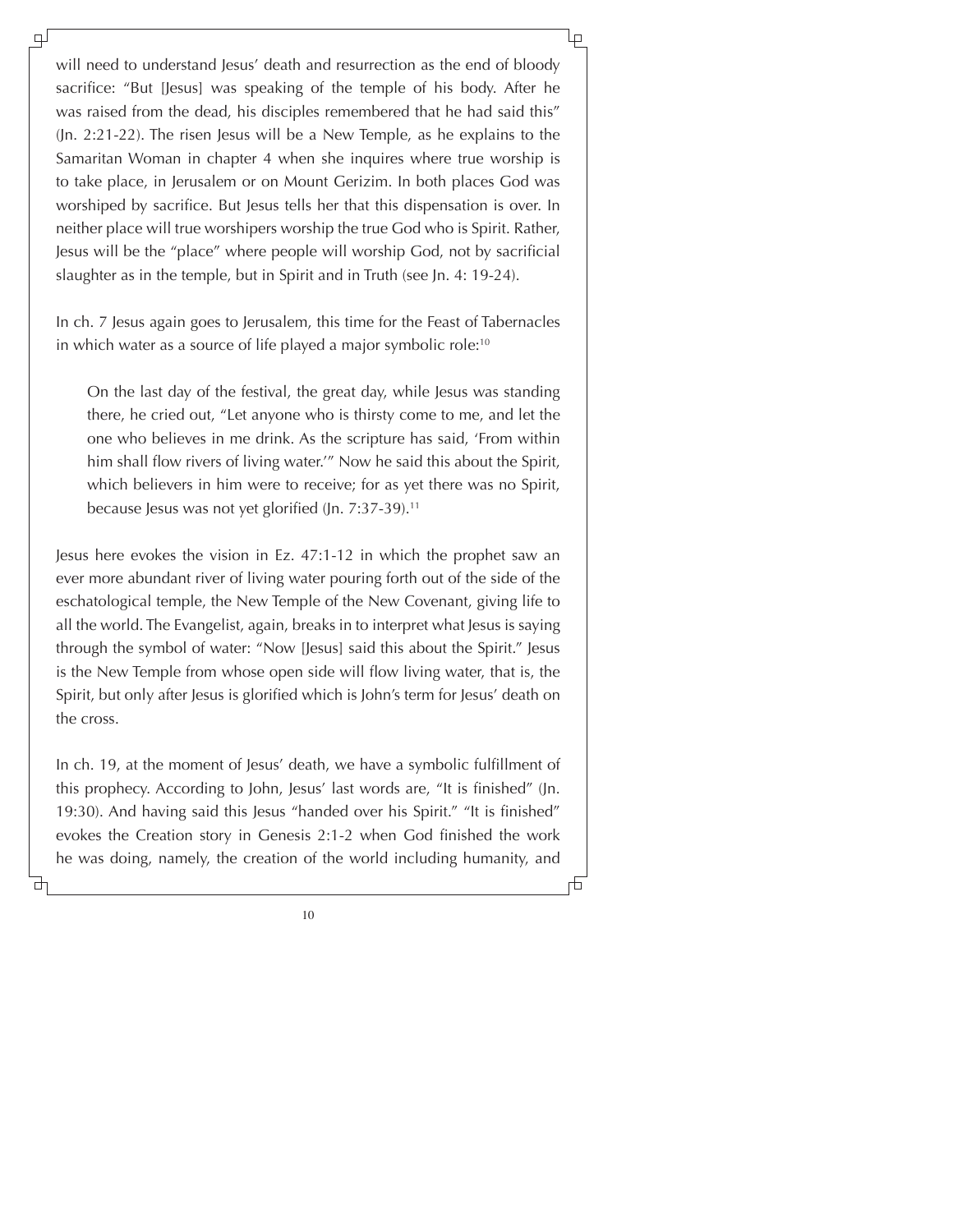will need to understand Jesus' death and resurrection as the end of bloody sacrifice: "But [Jesus] was speaking of the temple of his body. After he was raised from the dead, his disciples remembered that he had said this" (Jn. 2:21-22). The risen Jesus will be a New Temple, as he explains to the Samaritan Woman in chapter 4 when she inquires where true worship is to take place, in Jerusalem or on Mount Gerizim. In both places God was worshiped by sacrifice. But Jesus tells her that this dispensation is over. In neither place will true worshipers worship the true God who is Spirit. Rather, Jesus will be the "place" where people will worship God, not by sacrificial slaughter as in the temple, but in Spirit and in Truth (see Jn. 4: 19-24).

In ch. 7 Jesus again goes to Jerusalem, this time for the Feast of Tabernacles in which water as a source of life played a major symbolic role:[10]

> On the last day of the festival, the great day, while Jesus was standing there, he cried out, "Let anyone who is thirsty come to me, and let the one who believes in me drink. As the scripture has said, 'From within him shall flow rivers of living water.'" Now he said this about the Spirit, which believers in him were to receive; for as yet there was no Spirit, because Jesus was not yet glorified (Jn. 7:37-39).[11]

Jesus here evokes the vision in Ez. 47:1-12 in which the prophet saw an ever more abundant river of living water pouring forth out of the side of the eschatological temple, the New Temple of the New Covenant, giving life to all the world. The Evangelist, again, breaks in to interpret what Jesus is saying through the symbol of water: "Now [Jesus] said this about the Spirit." Jesus is the New Temple from whose open side will flow living water, that is, the Spirit, but only after Jesus is glorified which is John's term for Jesus' death on the cross.

In ch. 19, at the moment of Jesus' death, we have a symbolic fulfillment of this prophecy. According to John, Jesus' last words are, "It is finished" (Jn. 19:30). And having said this Jesus "handed over his Spirit." "It is finished" evokes the Creation story in Genesis 2:1-2 when God finished the work he was doing, namely, the creation of the world including humanity, and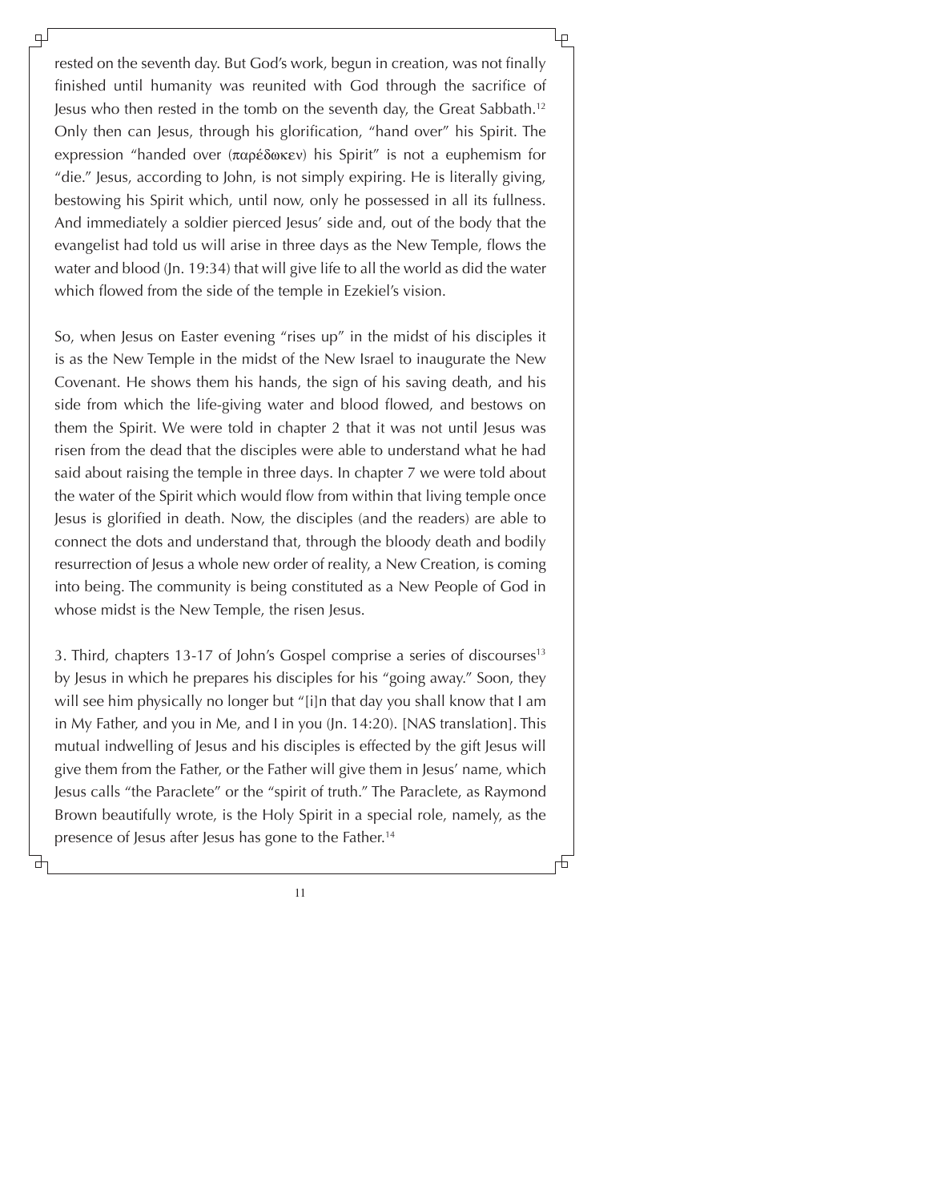rested on the seventh day. But God's work, begun in creation, was not finally finished until humanity was reunited with God through the sacrifice of Jesus who then rested in the tomb on the seventh day, the Great Sabbath.[12] Only then can Jesus, through his glorification, "hand over" his Spirit. The expression "handed over (παρέδωκεν) his Spirit" is not a euphemism for "die." Jesus, according to John, is not simply expiring. He is literally giving, bestowing his Spirit which, until now, only he possessed in all its fullness. And immediately a soldier pierced Jesus' side and, out of the body that the evangelist had told us will arise in three days as the New Temple, flows the water and blood (Jn. 19:34) that will give life to all the world as did the water which flowed from the side of the temple in Ezekiel's vision.

So, when Jesus on Easter evening "rises up" in the midst of his disciples it is as the New Temple in the midst of the New Israel to inaugurate the New Covenant. He shows them his hands, the sign of his saving death, and his side from which the life-giving water and blood flowed, and bestows on them the Spirit. We were told in chapter 2 that it was not until Jesus was risen from the dead that the disciples were able to understand what he had said about raising the temple in three days. In chapter 7 we were told about the water of the Spirit which would flow from within that living temple once Jesus is glorified in death. Now, the disciples (and the readers) are able to connect the dots and understand that, through the bloody death and bodily resurrection of Jesus a whole new order of reality, a New Creation, is coming into being. The community is being constituted as a New People of God in whose midst is the New Temple, the risen Jesus.

3. Third, chapters 13-17 of John's Gospel comprise a series of discourses[13] by Jesus in which he prepares his disciples for his "going away." Soon, they will see him physically no longer but "[i]n that day you shall know that I am in My Father, and you in Me, and I in you (Jn. 14:20). [NAS translation]. This mutual indwelling of Jesus and his disciples is effected by the gift Jesus will give them from the Father, or the Father will give them in Jesus' name, which Jesus calls "the Paraclete" or the "spirit of truth." The Paraclete, as Raymond Brown beautifully wrote, is the Holy Spirit in a special role, namely, as the presence of Jesus after Jesus has gone to the Father.[14]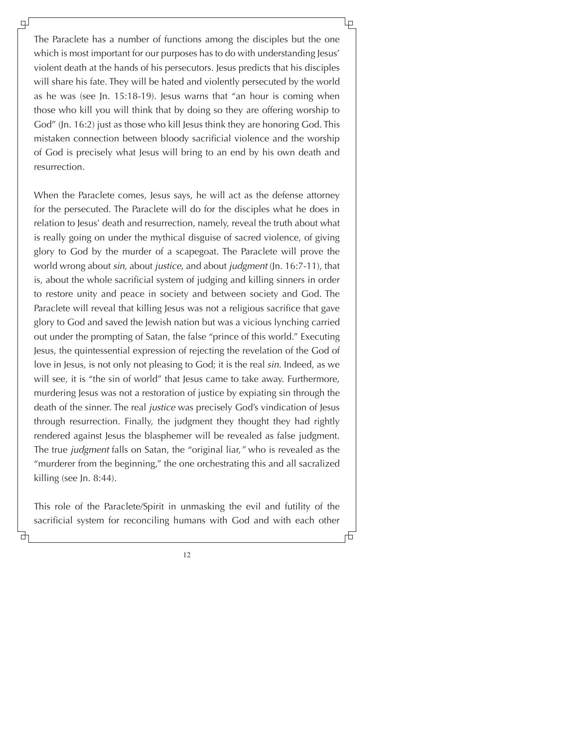The Paraclete has a number of functions among the disciples but the one which is most important for our purposes has to do with understanding Jesus' violent death at the hands of his persecutors. Jesus predicts that his disciples will share his fate. They will be hated and violently persecuted by the world as he was (see Jn. 15:18-19). Jesus warns that "an hour is coming when those who kill you will think that by doing so they are offering worship to God" (Jn. 16:2) just as those who kill Jesus think they are honoring God. This mistaken connection between bloody sacrificial violence and the worship of God is precisely what Jesus will bring to an end by his own death and resurrection.

When the Paraclete comes, Jesus says, he will act as the defense attorney for the persecuted. The Paraclete will do for the disciples what he does in relation to Jesus' death and resurrection, namely, reveal the truth about what is really going on under the mythical disguise of sacred violence, of giving glory to God by the murder of a scapegoat. The Paraclete will prove the world wrong about *sin*, about *justice*, and about *judgment* (Jn. 16:7-11), that is, about the whole sacrificial system of judging and killing sinners in order to restore unity and peace in society and between society and God. The Paraclete will reveal that killing Jesus was not a religious sacrifice that gave glory to God and saved the Jewish nation but was a vicious lynching carried out under the prompting of Satan, the false "prince of this world." Executing Jesus, the quintessential expression of rejecting the revelation of the God of love in Jesus, is not only not pleasing to God; it is the real *sin*. Indeed, as we will see, it is "the sin of world" that Jesus came to take away. Furthermore, murdering Jesus was not a restoration of justice by expiating sin through the death of the sinner. The real *justice* was precisely God's vindication of Jesus through resurrection. Finally, the judgment they thought they had rightly rendered against Jesus the blasphemer will be revealed as false judgment. The true *judgment* falls on Satan, the "original liar," who is revealed as the "murderer from the beginning," the one orchestrating this and all sacralized killing (see Jn. 8:44).

This role of the Paraclete/Spirit in unmasking the evil and futility of the sacrificial system for reconciling humans with God and with each other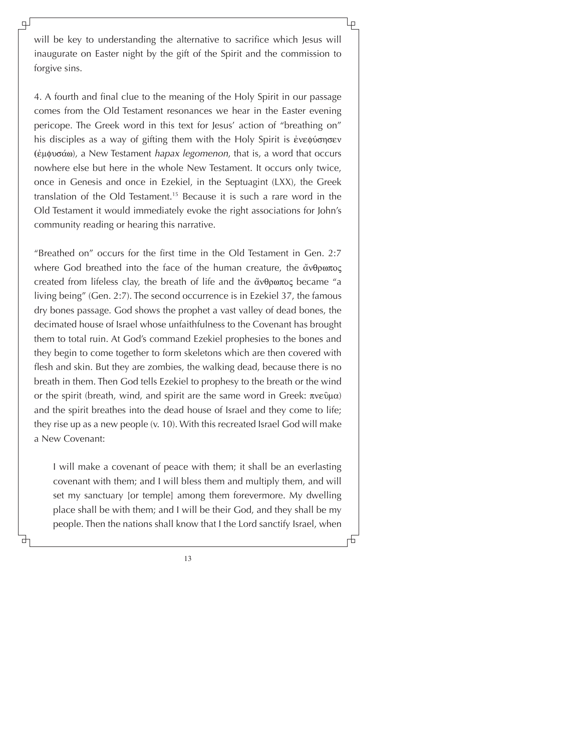will be key to understanding the alternative to sacrifice which Jesus will inaugurate on Easter night by the gift of the Spirit and the commission to forgive sins.

4. A fourth and final clue to the meaning of the Holy Spirit in our passage comes from the Old Testament resonances we hear in the Easter evening pericope. The Greek word in this text for Jesus' action of "breathing on" his disciples as a way of gifting them with the Holy Spirit is ἐνεφύσησεν (ἐμφυσάω), a New Testament *hapax legomenon*, that is, a word that occurs nowhere else but here in the whole New Testament. It occurs only twice, once in Genesis and once in Ezekiel, in the Septuagint (LXX), the Greek translation of the Old Testament.[15] Because it is such a rare word in the Old Testament it would immediately evoke the right associations for John's community reading or hearing this narrative.

"Breathed on" occurs for the first time in the Old Testament in Gen. 2:7 where God breathed into the face of the human creature, the ἄνθρωπος created from lifeless clay, the breath of life and the ἄνθρωπος became "a living being" (Gen. 2:7). The second occurrence is in Ezekiel 37, the famous dry bones passage. God shows the prophet a vast valley of dead bones, the decimated house of Israel whose unfaithfulness to the Covenant has brought them to total ruin. At God's command Ezekiel prophesies to the bones and they begin to come together to form skeletons which are then covered with flesh and skin. But they are zombies, the walking dead, because there is no breath in them. Then God tells Ezekiel to prophesy to the breath or the wind or the spirit (breath, wind, and spirit are the same word in Greek: πνεῦμα) and the spirit breathes into the dead house of Israel and they come to life; they rise up as a new people (v. 10). With this recreated Israel God will make a New Covenant:

> I will make a covenant of peace with them; it shall be an everlasting covenant with them; and I will bless them and multiply them, and will set my sanctuary [or temple] among them forevermore. My dwelling place shall be with them; and I will be their God, and they shall be my people. Then the nations shall know that I the Lord sanctify Israel, when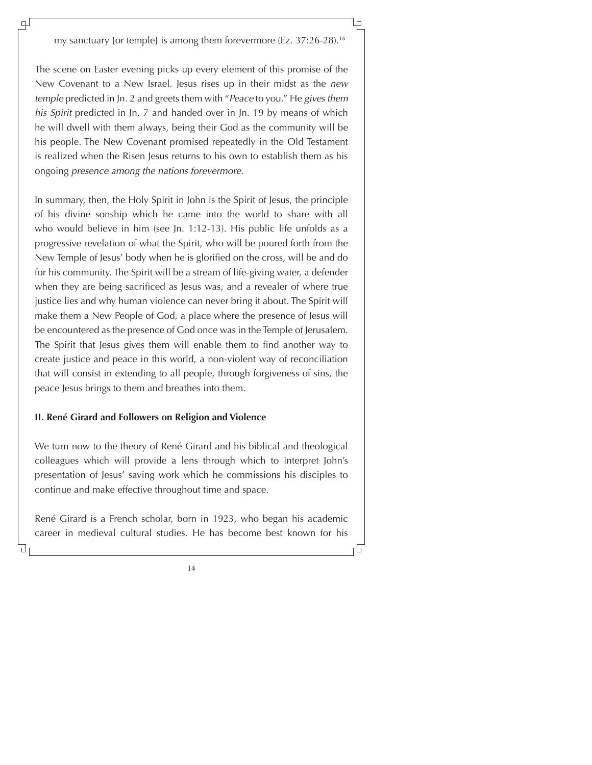my sanctuary [or temple] is among them forevermore (Ez. 37:26-28).[16]

The scene on Easter evening picks up every element of this promise of the New Covenant to a New Israel. Jesus rises up in their midst as the *new temple* predicted in Jn. 2 and greets them with "*Peace* to you." He *gives them his Spirit* predicted in Jn. 7 and handed over in Jn. 19 by means of which he will dwell with them always, being their God as the community will be his people. The New Covenant promised repeatedly in the Old Testament is realized when the Risen Jesus returns to his own to establish them as his ongoing *presence among the nations forevermore.*

In summary, then, the Holy Spirit in John is the Spirit of Jesus, the principle of his divine sonship which he came into the world to share with all who would believe in him (see Jn. 1:12-13). His public life unfolds as a progressive revelation of what the Spirit, who will be poured forth from the New Temple of Jesus' body when he is glorified on the cross, will be and do for his community. The Spirit will be a stream of life-giving water, a defender when they are being sacrificed as Jesus was, and a revealer of where true justice lies and why human violence can never bring it about. The Spirit will make them a New People of God, a place where the presence of Jesus will be encountered as the presence of God once was in the Temple of Jerusalem. The Spirit that Jesus gives them will enable them to find another way to create justice and peace in this world, a non-violent way of reconciliation that will consist in extending to all people, through forgiveness of sins, the peace Jesus brings to them and breathes into them.

## II. René Girard and Followers on Religion and Violence

We turn now to the theory of René Girard and his biblical and theological colleagues which will provide a lens through which to interpret John's presentation of Jesus' saving work which he commissions his disciples to continue and make effective throughout time and space.

René Girard is a French scholar, born in 1923, who began his academic career in medieval cultural studies. He has become best known for his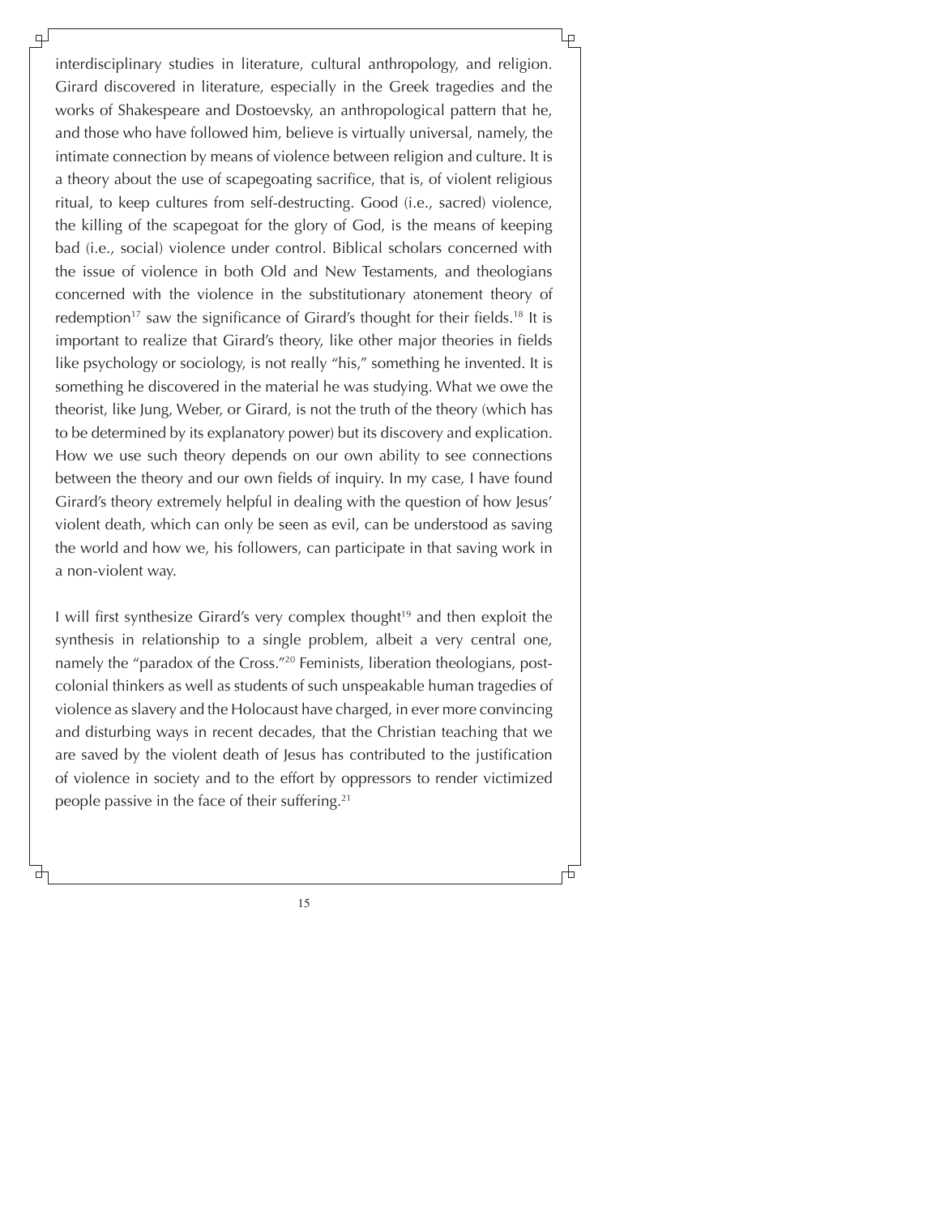interdisciplinary studies in literature, cultural anthropology, and religion. Girard discovered in literature, especially in the Greek tragedies and the works of Shakespeare and Dostoevsky, an anthropological pattern that he, and those who have followed him, believe is virtually universal, namely, the intimate connection by means of violence between religion and culture. It is a theory about the use of scapegoating sacrifice, that is, of violent religious ritual, to keep cultures from self-destructing. Good (i.e., sacred) violence, the killing of the scapegoat for the glory of God, is the means of keeping bad (i.e., social) violence under control. Biblical scholars concerned with the issue of violence in both Old and New Testaments, and theologians concerned with the violence in the substitutionary atonement theory of redemption[17] saw the significance of Girard's thought for their fields.[18] It is important to realize that Girard's theory, like other major theories in fields like psychology or sociology, is not really "his," something he invented. It is something he discovered in the material he was studying. What we owe the theorist, like Jung, Weber, or Girard, is not the truth of the theory (which has to be determined by its explanatory power) but its discovery and explication. How we use such theory depends on our own ability to see connections between the theory and our own fields of inquiry. In my case, I have found Girard's theory extremely helpful in dealing with the question of how Jesus' violent death, which can only be seen as evil, can be understood as saving the world and how we, his followers, can participate in that saving work in a non-violent way.

I will first synthesize Girard's very complex thought[19] and then exploit the synthesis in relationship to a single problem, albeit a very central one, namely the "paradox of the Cross."[20] Feminists, liberation theologians, post-colonial thinkers as well as students of such unspeakable human tragedies of violence as slavery and the Holocaust have charged, in ever more convincing and disturbing ways in recent decades, that the Christian teaching that we are saved by the violent death of Jesus has contributed to the justification of violence in society and to the effort by oppressors to render victimized people passive in the face of their suffering.[21]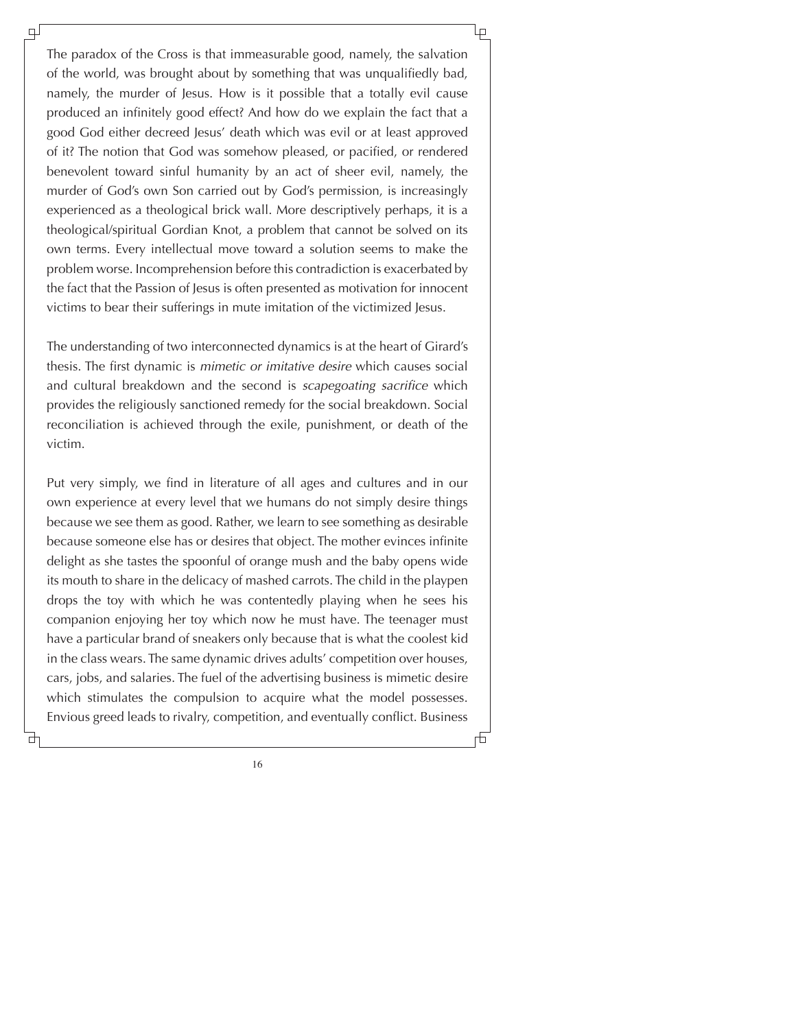The paradox of the Cross is that immeasurable good, namely, the salvation of the world, was brought about by something that was unqualifiedly bad, namely, the murder of Jesus. How is it possible that a totally evil cause produced an infinitely good effect? And how do we explain the fact that a good God either decreed Jesus' death which was evil or at least approved of it? The notion that God was somehow pleased, or pacified, or rendered benevolent toward sinful humanity by an act of sheer evil, namely, the murder of God's own Son carried out by God's permission, is increasingly experienced as a theological brick wall. More descriptively perhaps, it is a theological/spiritual Gordian Knot, a problem that cannot be solved on its own terms. Every intellectual move toward a solution seems to make the problem worse. Incomprehension before this contradiction is exacerbated by the fact that the Passion of Jesus is often presented as motivation for innocent victims to bear their sufferings in mute imitation of the victimized Jesus.

The understanding of two interconnected dynamics is at the heart of Girard's thesis. The first dynamic is *mimetic or imitative desire* which causes social and cultural breakdown and the second is *scapegoating sacrifice* which provides the religiously sanctioned remedy for the social breakdown. Social reconciliation is achieved through the exile, punishment, or death of the victim.

Put very simply, we find in literature of all ages and cultures and in our own experience at every level that we humans do not simply desire things because we see them as good. Rather, we learn to see something as desirable because someone else has or desires that object. The mother evinces infinite delight as she tastes the spoonful of orange mush and the baby opens wide its mouth to share in the delicacy of mashed carrots. The child in the playpen drops the toy with which he was contentedly playing when he sees his companion enjoying her toy which now he must have. The teenager must have a particular brand of sneakers only because that is what the coolest kid in the class wears. The same dynamic drives adults' competition over houses, cars, jobs, and salaries. The fuel of the advertising business is mimetic desire which stimulates the compulsion to acquire what the model possesses. Envious greed leads to rivalry, competition, and eventually conflict. Business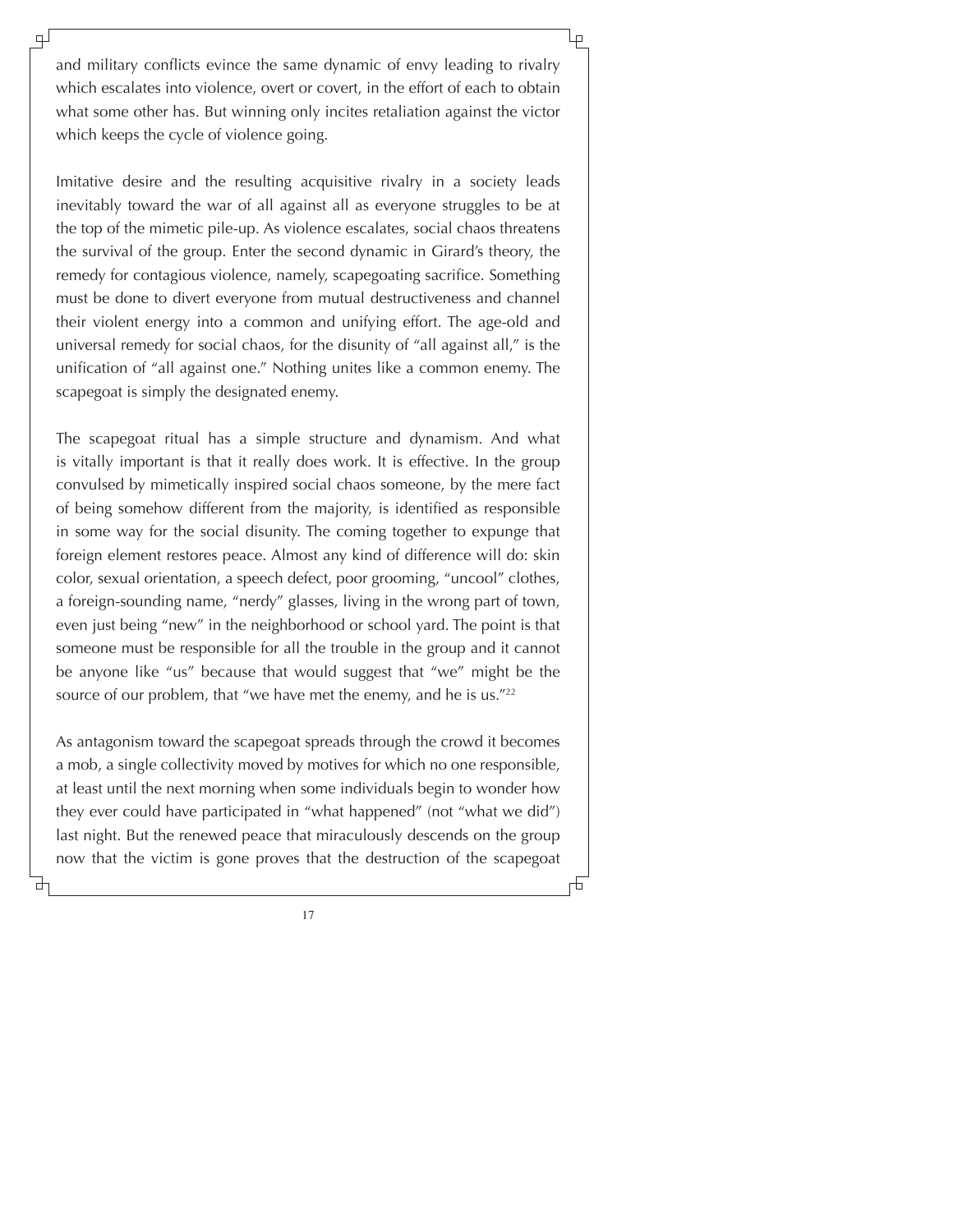and military conflicts evince the same dynamic of envy leading to rivalry which escalates into violence, overt or covert, in the effort of each to obtain what some other has. But winning only incites retaliation against the victor which keeps the cycle of violence going.

Imitative desire and the resulting acquisitive rivalry in a society leads inevitably toward the war of all against all as everyone struggles to be at the top of the mimetic pile-up. As violence escalates, social chaos threatens the survival of the group. Enter the second dynamic in Girard's theory, the remedy for contagious violence, namely, scapegoating sacrifice. Something must be done to divert everyone from mutual destructiveness and channel their violent energy into a common and unifying effort. The age-old and universal remedy for social chaos, for the disunity of "all against all," is the unification of "all against one." Nothing unites like a common enemy. The scapegoat is simply the designated enemy.

The scapegoat ritual has a simple structure and dynamism. And what is vitally important is that it really does work. It is effective. In the group convulsed by mimetically inspired social chaos someone, by the mere fact of being somehow different from the majority, is identified as responsible in some way for the social disunity. The coming together to expunge that foreign element restores peace. Almost any kind of difference will do: skin color, sexual orientation, a speech defect, poor grooming, "uncool" clothes, a foreign-sounding name, "nerdy" glasses, living in the wrong part of town, even just being "new" in the neighborhood or school yard. The point is that someone must be responsible for all the trouble in the group and it cannot be anyone like "us" because that would suggest that "we" might be the source of our problem, that "we have met the enemy, and he is us."[22]

As antagonism toward the scapegoat spreads through the crowd it becomes a mob, a single collectivity moved by motives for which no one responsible, at least until the next morning when some individuals begin to wonder how they ever could have participated in "what happened" (not "what we did") last night. But the renewed peace that miraculously descends on the group now that the victim is gone proves that the destruction of the scapegoat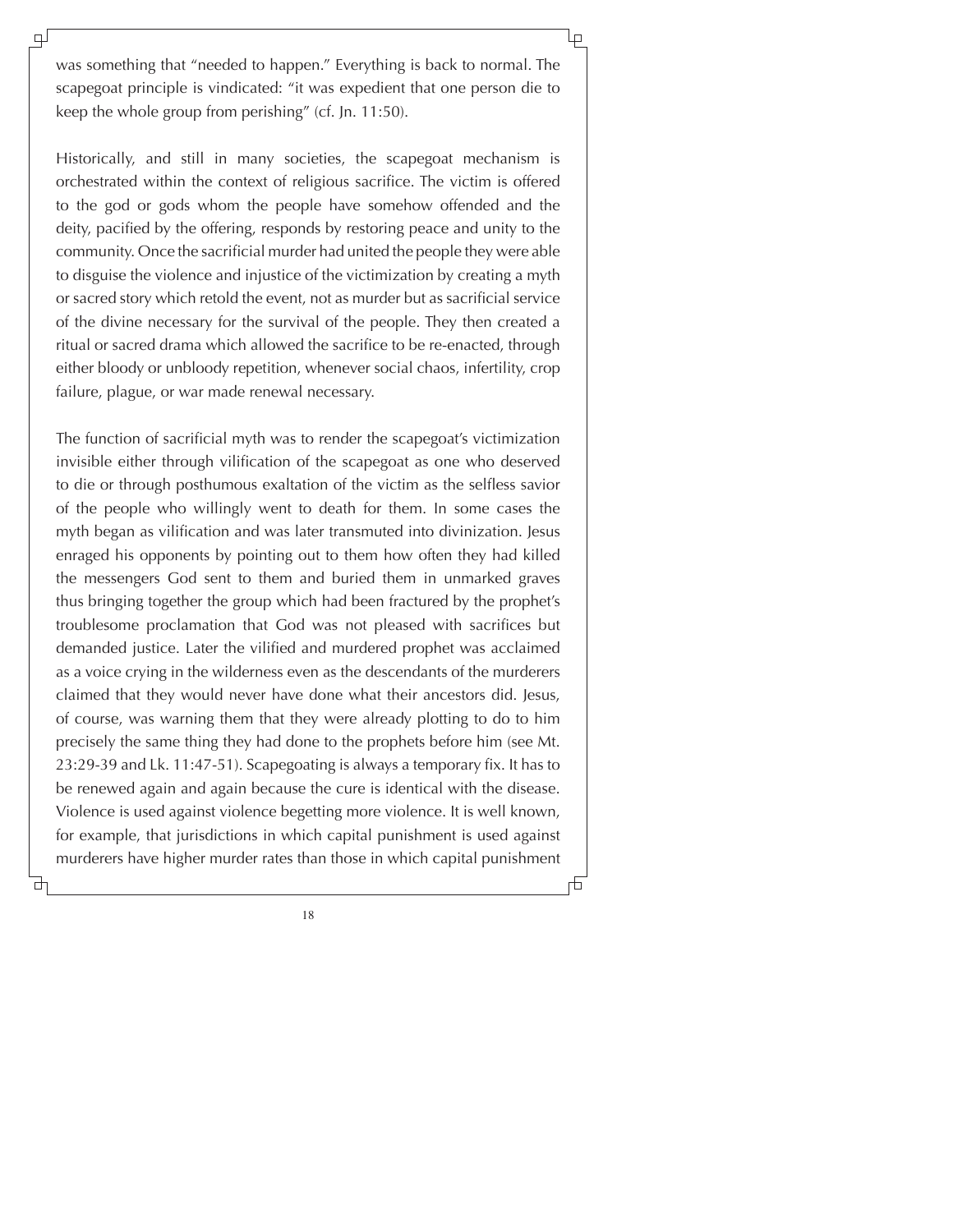was something that "needed to happen." Everything is back to normal. The scapegoat principle is vindicated: "it was expedient that one person die to keep the whole group from perishing" (cf. Jn. 11:50).

Historically, and still in many societies, the scapegoat mechanism is orchestrated within the context of religious sacrifice. The victim is offered to the god or gods whom the people have somehow offended and the deity, pacified by the offering, responds by restoring peace and unity to the community. Once the sacrificial murder had united the people they were able to disguise the violence and injustice of the victimization by creating a myth or sacred story which retold the event, not as murder but as sacrificial service of the divine necessary for the survival of the people. They then created a ritual or sacred drama which allowed the sacrifice to be re-enacted, through either bloody or unbloody repetition, whenever social chaos, infertility, crop failure, plague, or war made renewal necessary.

The function of sacrificial myth was to render the scapegoat's victimization invisible either through vilification of the scapegoat as one who deserved to die or through posthumous exaltation of the victim as the selfless savior of the people who willingly went to death for them. In some cases the myth began as vilification and was later transmuted into divinization. Jesus enraged his opponents by pointing out to them how often they had killed the messengers God sent to them and buried them in unmarked graves thus bringing together the group which had been fractured by the prophet's troublesome proclamation that God was not pleased with sacrifices but demanded justice. Later the vilified and murdered prophet was acclaimed as a voice crying in the wilderness even as the descendants of the murderers claimed that they would never have done what their ancestors did. Jesus, of course, was warning them that they were already plotting to do to him precisely the same thing they had done to the prophets before him (see Mt. 23:29-39 and Lk. 11:47-51). Scapegoating is always a temporary fix. It has to be renewed again and again because the cure is identical with the disease. Violence is used against violence begetting more violence. It is well known, for example, that jurisdictions in which capital punishment is used against murderers have higher murder rates than those in which capital punishment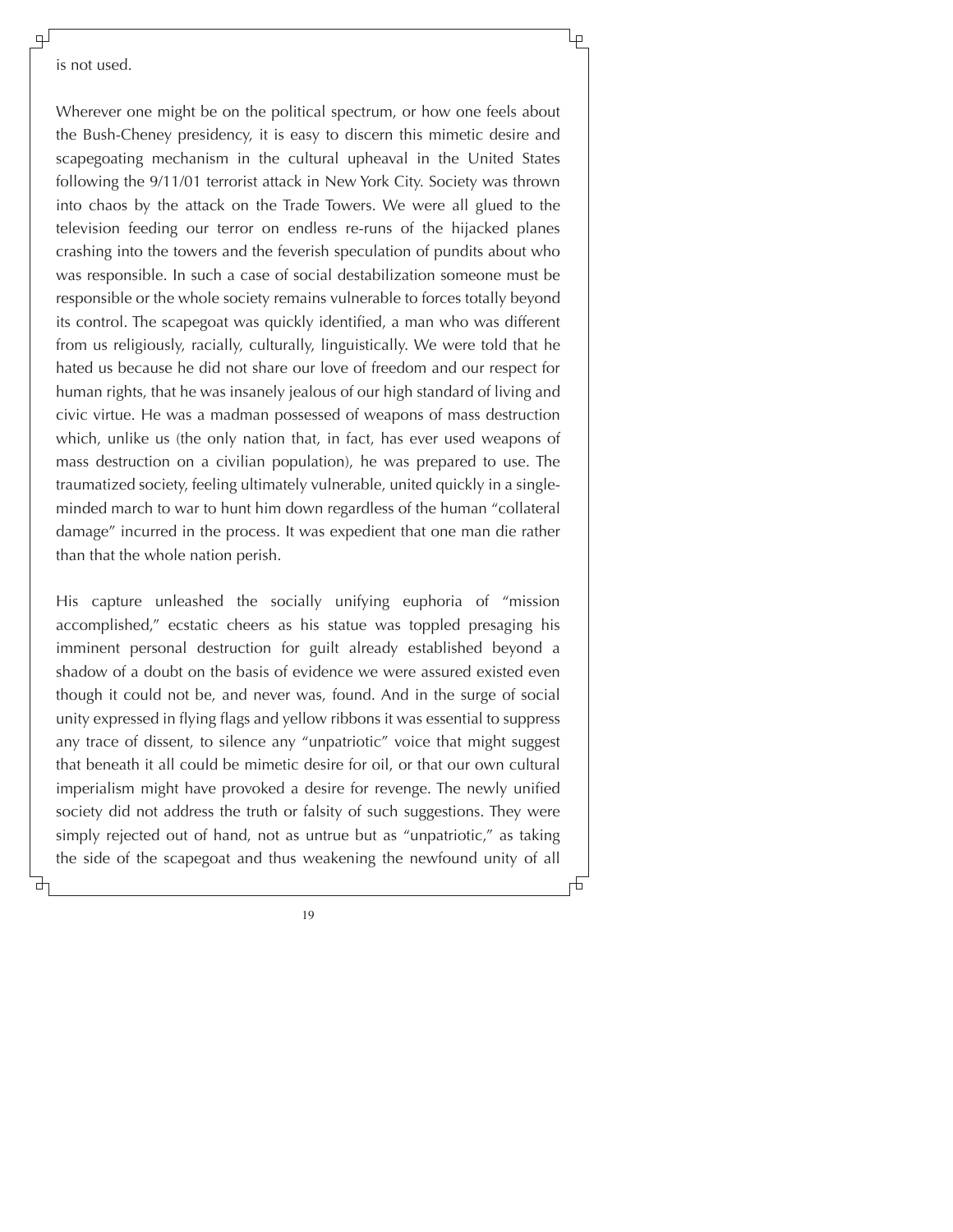is not used.

Wherever one might be on the political spectrum, or how one feels about the Bush-Cheney presidency, it is easy to discern this mimetic desire and scapegoating mechanism in the cultural upheaval in the United States following the 9/11/01 terrorist attack in New York City. Society was thrown into chaos by the attack on the Trade Towers. We were all glued to the television feeding our terror on endless re-runs of the hijacked planes crashing into the towers and the feverish speculation of pundits about who was responsible. In such a case of social destabilization someone must be responsible or the whole society remains vulnerable to forces totally beyond its control. The scapegoat was quickly identified, a man who was different from us religiously, racially, culturally, linguistically. We were told that he hated us because he did not share our love of freedom and our respect for human rights, that he was insanely jealous of our high standard of living and civic virtue. He was a madman possessed of weapons of mass destruction which, unlike us (the only nation that, in fact, has ever used weapons of mass destruction on a civilian population), he was prepared to use. The traumatized society, feeling ultimately vulnerable, united quickly in a single-minded march to war to hunt him down regardless of the human "collateral damage" incurred in the process. It was expedient that one man die rather than that the whole nation perish.

His capture unleashed the socially unifying euphoria of "mission accomplished," ecstatic cheers as his statue was toppled presaging his imminent personal destruction for guilt already established beyond a shadow of a doubt on the basis of evidence we were assured existed even though it could not be, and never was, found. And in the surge of social unity expressed in flying flags and yellow ribbons it was essential to suppress any trace of dissent, to silence any "unpatriotic" voice that might suggest that beneath it all could be mimetic desire for oil, or that our own cultural imperialism might have provoked a desire for revenge. The newly unified society did not address the truth or falsity of such suggestions. They were simply rejected out of hand, not as untrue but as "unpatriotic," as taking the side of the scapegoat and thus weakening the newfound unity of all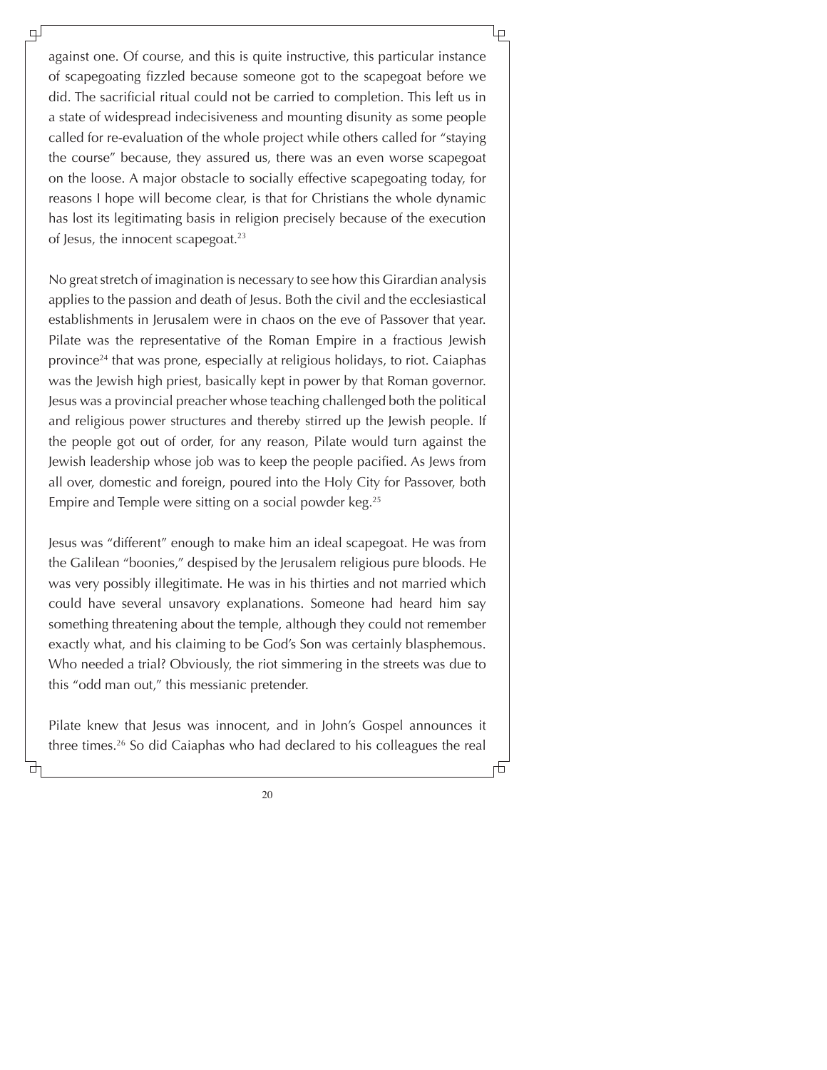against one. Of course, and this is quite instructive, this particular instance of scapegoating fizzled because someone got to the scapegoat before we did. The sacrificial ritual could not be carried to completion. This left us in a state of widespread indecisiveness and mounting disunity as some people called for re-evaluation of the whole project while others called for "staying the course" because, they assured us, there was an even worse scapegoat on the loose. A major obstacle to socially effective scapegoating today, for reasons I hope will become clear, is that for Christians the whole dynamic has lost its legitimating basis in religion precisely because of the execution of Jesus, the innocent scapegoat.[23]

No great stretch of imagination is necessary to see how this Girardian analysis applies to the passion and death of Jesus. Both the civil and the ecclesiastical establishments in Jerusalem were in chaos on the eve of Passover that year. Pilate was the representative of the Roman Empire in a fractious Jewish province[24] that was prone, especially at religious holidays, to riot. Caiaphas was the Jewish high priest, basically kept in power by that Roman governor. Jesus was a provincial preacher whose teaching challenged both the political and religious power structures and thereby stirred up the Jewish people. If the people got out of order, for any reason, Pilate would turn against the Jewish leadership whose job was to keep the people pacified. As Jews from all over, domestic and foreign, poured into the Holy City for Passover, both Empire and Temple were sitting on a social powder keg.[25]

Jesus was "different" enough to make him an ideal scapegoat. He was from the Galilean "boonies," despised by the Jerusalem religious pure bloods. He was very possibly illegitimate. He was in his thirties and not married which could have several unsavory explanations. Someone had heard him say something threatening about the temple, although they could not remember exactly what, and his claiming to be God's Son was certainly blasphemous. Who needed a trial? Obviously, the riot simmering in the streets was due to this "odd man out," this messianic pretender.

Pilate knew that Jesus was innocent, and in John's Gospel announces it three times.[26] So did Caiaphas who had declared to his colleagues the real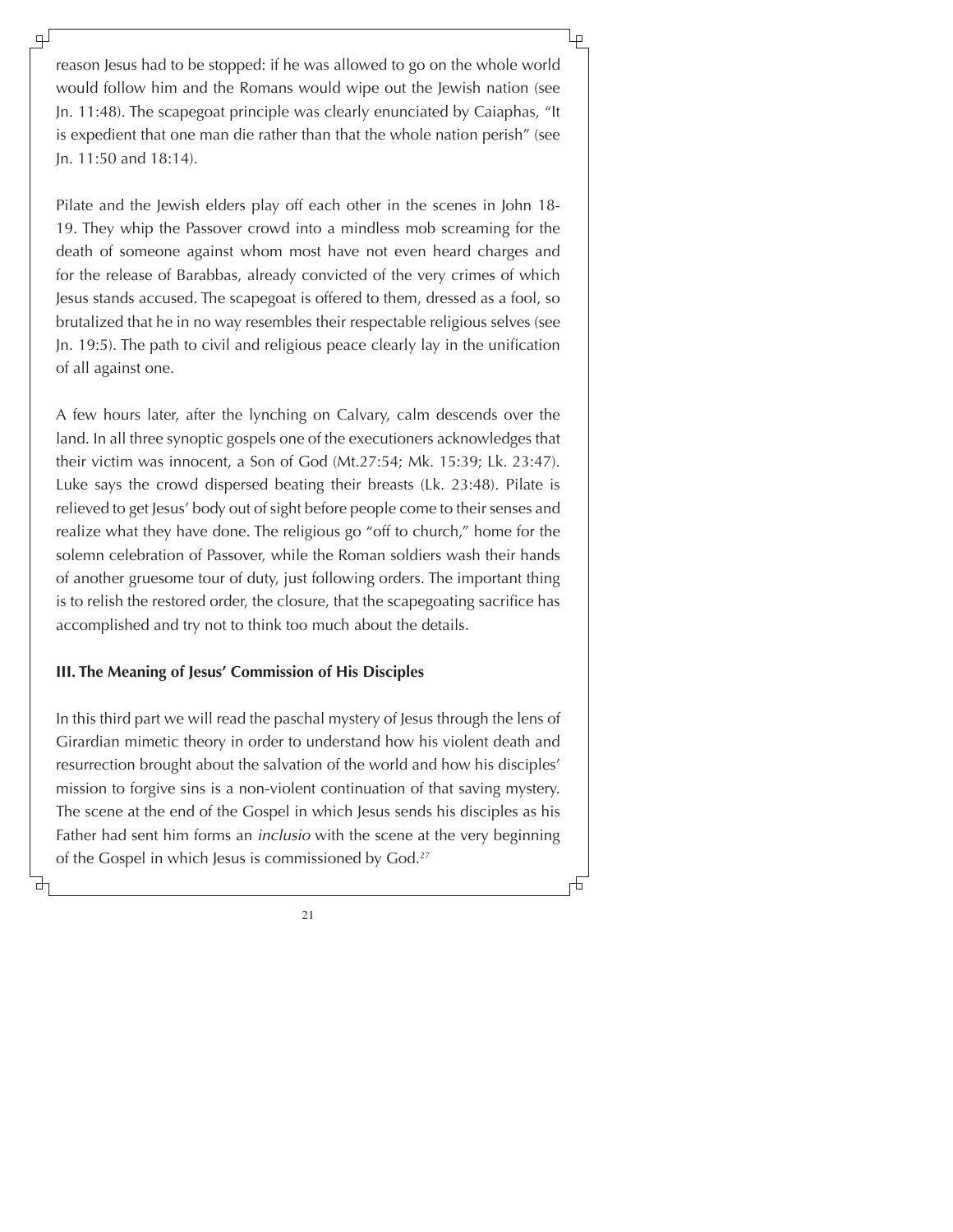reason Jesus had to be stopped: if he was allowed to go on the whole world would follow him and the Romans would wipe out the Jewish nation (see Jn. 11:48). The scapegoat principle was clearly enunciated by Caiaphas, "It is expedient that one man die rather than that the whole nation perish" (see Jn. 11:50 and 18:14).

Pilate and the Jewish elders play off each other in the scenes in John 18-19. They whip the Passover crowd into a mindless mob screaming for the death of someone against whom most have not even heard charges and for the release of Barabbas, already convicted of the very crimes of which Jesus stands accused. The scapegoat is offered to them, dressed as a fool, so brutalized that he in no way resembles their respectable religious selves (see Jn. 19:5). The path to civil and religious peace clearly lay in the unification of all against one.

A few hours later, after the lynching on Calvary, calm descends over the land. In all three synoptic gospels one of the executioners acknowledges that their victim was innocent, a Son of God (Mt.27:54; Mk. 15:39; Lk. 23:47). Luke says the crowd dispersed beating their breasts (Lk. 23:48). Pilate is relieved to get Jesus' body out of sight before people come to their senses and realize what they have done. The religious go "off to church," home for the solemn celebration of Passover, while the Roman soldiers wash their hands of another gruesome tour of duty, just following orders. The important thing is to relish the restored order, the closure, that the scapegoating sacrifice has accomplished and try not to think too much about the details.

### III. The Meaning of Jesus' Commission of His Disciples

In this third part we will read the paschal mystery of Jesus through the lens of Girardian mimetic theory in order to understand how his violent death and resurrection brought about the salvation of the world and how his disciples' mission to forgive sins is a non-violent continuation of that saving mystery. The scene at the end of the Gospel in which Jesus sends his disciples as his Father had sent him forms an *inclusio* with the scene at the very beginning of the Gospel in which Jesus is commissioned by God.[27]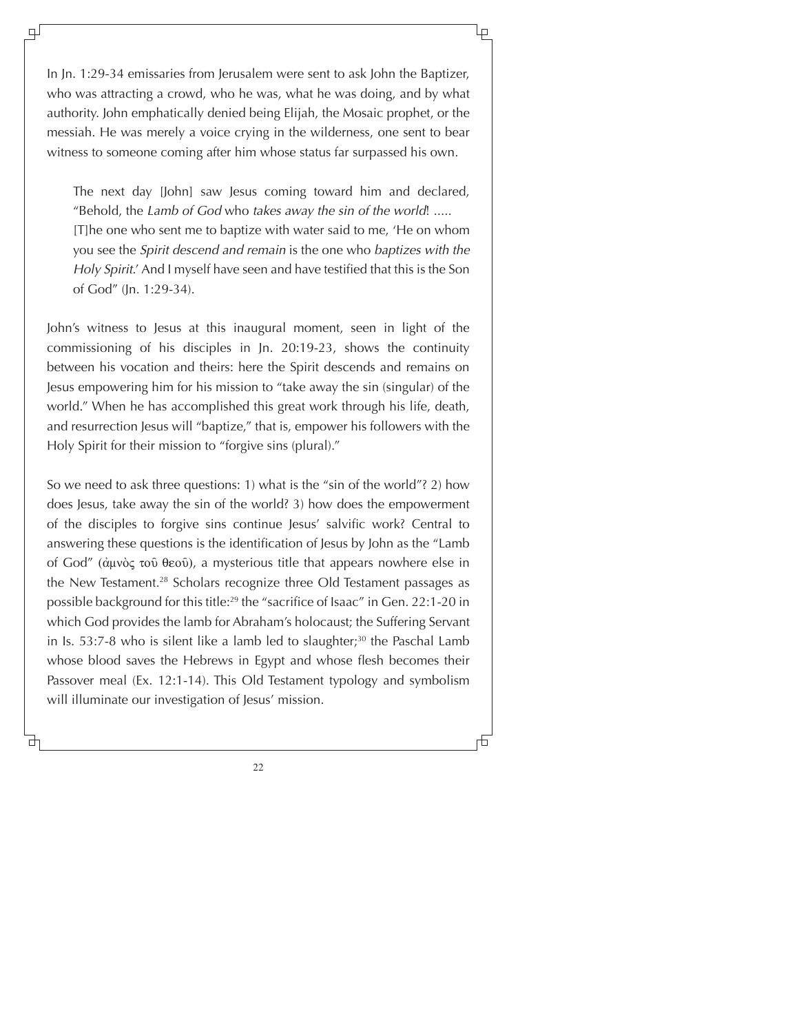In Jn. 1:29-34 emissaries from Jerusalem were sent to ask John the Baptizer, who was attracting a crowd, who he was, what he was doing, and by what authority. John emphatically denied being Elijah, the Mosaic prophet, or the messiah. He was merely a voice crying in the wilderness, one sent to bear witness to someone coming after him whose status far surpassed his own.

> The next day [John] saw Jesus coming toward him and declared, "Behold, the *Lamb of God* who *takes away the sin of the world*! ..... [T]he one who sent me to baptize with water said to me, 'He on whom you see the *Spirit descend and remain* is the one who *baptizes with the Holy Spirit*.' And I myself have seen and have testified that this is the Son of God" (Jn. 1:29-34).

John's witness to Jesus at this inaugural moment, seen in light of the commissioning of his disciples in Jn. 20:19-23, shows the continuity between his vocation and theirs: here the Spirit descends and remains on Jesus empowering him for his mission to "take away the sin (singular) of the world." When he has accomplished this great work through his life, death, and resurrection Jesus will "baptize," that is, empower his followers with the Holy Spirit for their mission to "forgive sins (plural)."

So we need to ask three questions: 1) what is the "sin of the world"? 2) how does Jesus, take away the sin of the world? 3) how does the empowerment of the disciples to forgive sins continue Jesus' salvific work? Central to answering these questions is the identification of Jesus by John as the "Lamb of God" (ἀμνὸς τοῦ θεοῦ), a mysterious title that appears nowhere else in the New Testament.[28] Scholars recognize three Old Testament passages as possible background for this title:[29] the "sacrifice of Isaac" in Gen. 22:1-20 in which God provides the lamb for Abraham's holocaust; the Suffering Servant in Is. 53:7-8 who is silent like a lamb led to slaughter;[30] the Paschal Lamb whose blood saves the Hebrews in Egypt and whose flesh becomes their Passover meal (Ex. 12:1-14). This Old Testament typology and symbolism will illuminate our investigation of Jesus' mission.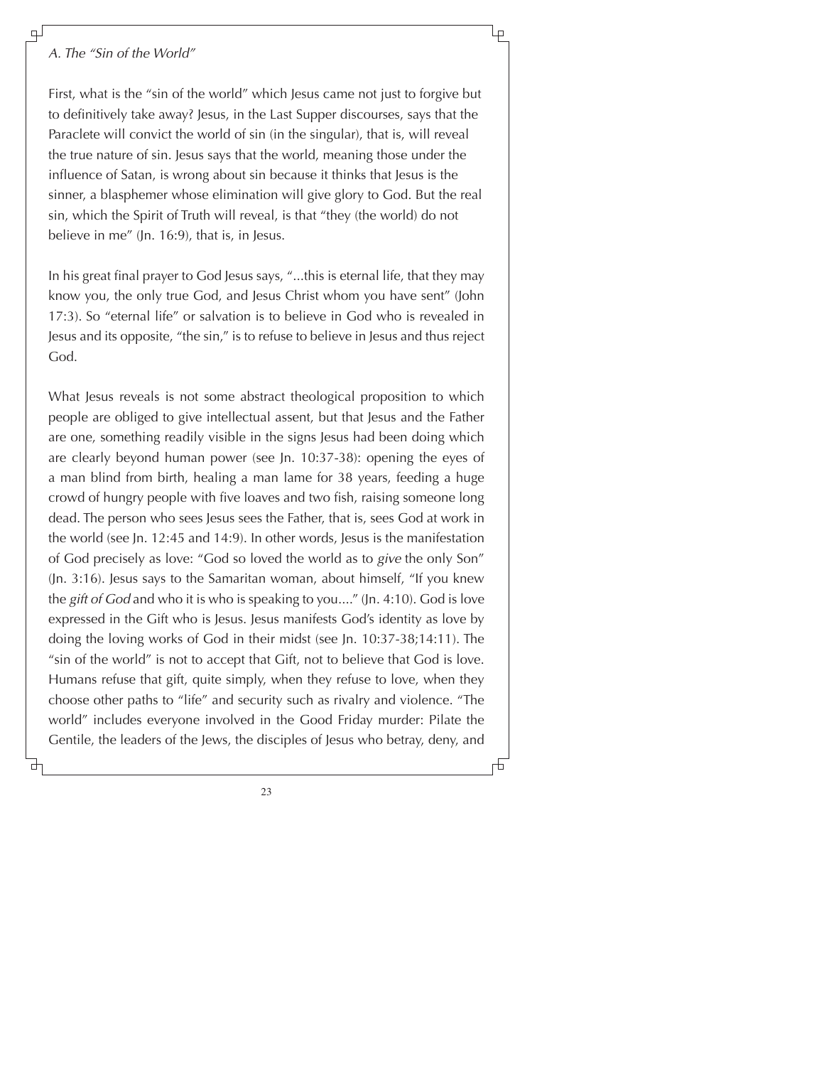*A. The "Sin of the World"*

First, what is the "sin of the world" which Jesus came not just to forgive but to definitively take away? Jesus, in the Last Supper discourses, says that the Paraclete will convict the world of sin (in the singular), that is, will reveal the true nature of sin. Jesus says that the world, meaning those under the influence of Satan, is wrong about sin because it thinks that Jesus is the sinner, a blasphemer whose elimination will give glory to God. But the real sin, which the Spirit of Truth will reveal, is that "they (the world) do not believe in me" (Jn. 16:9), that is, in Jesus.

In his great final prayer to God Jesus says, "...this is eternal life, that they may know you, the only true God, and Jesus Christ whom you have sent" (John 17:3). So "eternal life" or salvation is to believe in God who is revealed in Jesus and its opposite, "the sin," is to refuse to believe in Jesus and thus reject God.

What Jesus reveals is not some abstract theological proposition to which people are obliged to give intellectual assent, but that Jesus and the Father are one, something readily visible in the signs Jesus had been doing which are clearly beyond human power (see Jn. 10:37-38): opening the eyes of a man blind from birth, healing a man lame for 38 years, feeding a huge crowd of hungry people with five loaves and two fish, raising someone long dead. The person who sees Jesus sees the Father, that is, sees God at work in the world (see Jn. 12:45 and 14:9). In other words, Jesus is the manifestation of God precisely as love: "God so loved the world as to *give* the only Son" (Jn. 3:16). Jesus says to the Samaritan woman, about himself, "If you knew the *gift of God* and who it is who is speaking to you...." (Jn. 4:10). God is love expressed in the Gift who is Jesus. Jesus manifests God's identity as love by doing the loving works of God in their midst (see Jn. 10:37-38;14:11). The "sin of the world" is not to accept that Gift, not to believe that God is love. Humans refuse that gift, quite simply, when they refuse to love, when they choose other paths to "life" and security such as rivalry and violence. "The world" includes everyone involved in the Good Friday murder: Pilate the Gentile, the leaders of the Jews, the disciples of Jesus who betray, deny, and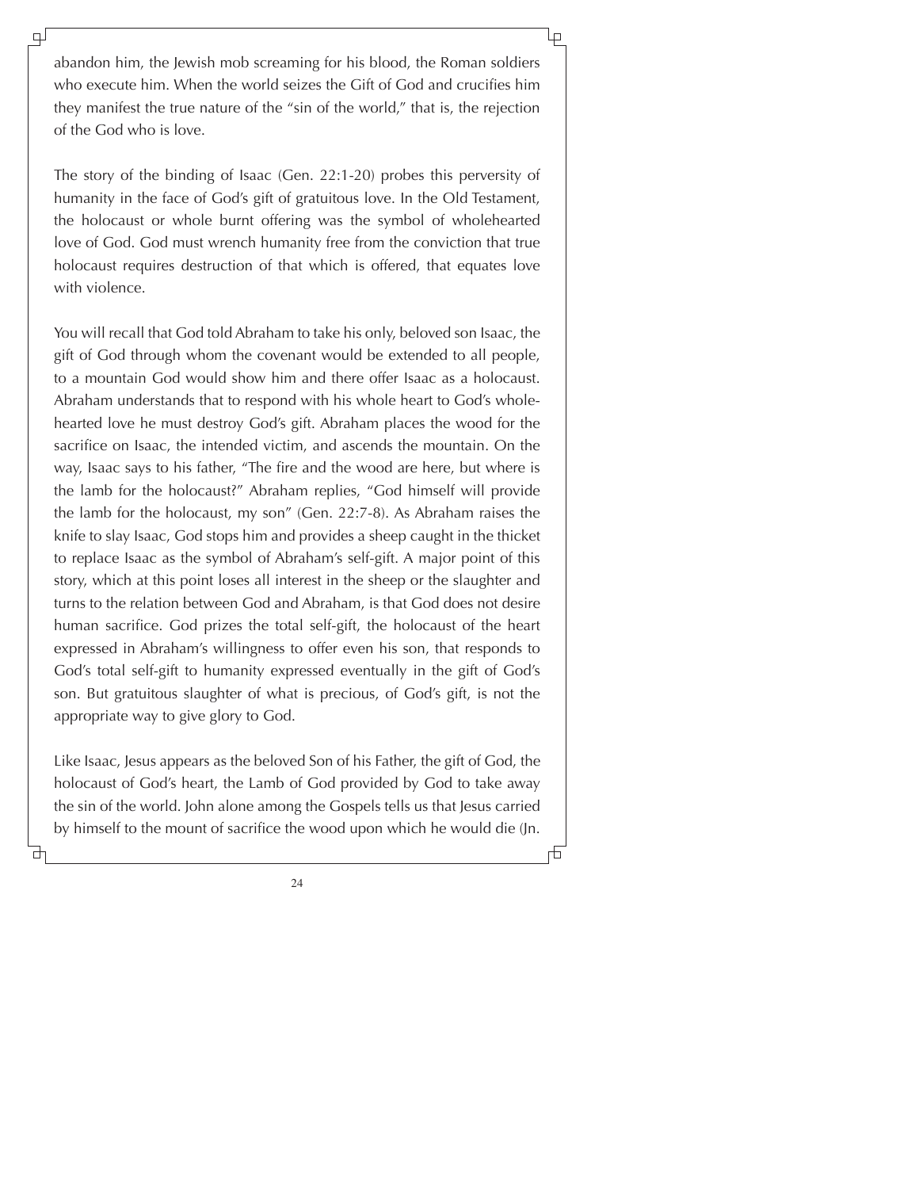abandon him, the Jewish mob screaming for his blood, the Roman soldiers who execute him. When the world seizes the Gift of God and crucifies him they manifest the true nature of the "sin of the world," that is, the rejection of the God who is love.

The story of the binding of Isaac (Gen. 22:1-20) probes this perversity of humanity in the face of God's gift of gratuitous love. In the Old Testament, the holocaust or whole burnt offering was the symbol of wholehearted love of God. God must wrench humanity free from the conviction that true holocaust requires destruction of that which is offered, that equates love with violence.

You will recall that God told Abraham to take his only, beloved son Isaac, the gift of God through whom the covenant would be extended to all people, to a mountain God would show him and there offer Isaac as a holocaust. Abraham understands that to respond with his whole heart to God's wholehearted love he must destroy God's gift. Abraham places the wood for the sacrifice on Isaac, the intended victim, and ascends the mountain. On the way, Isaac says to his father, "The fire and the wood are here, but where is the lamb for the holocaust?" Abraham replies, "God himself will provide the lamb for the holocaust, my son" (Gen. 22:7-8). As Abraham raises the knife to slay Isaac, God stops him and provides a sheep caught in the thicket to replace Isaac as the symbol of Abraham's self-gift. A major point of this story, which at this point loses all interest in the sheep or the slaughter and turns to the relation between God and Abraham, is that God does not desire human sacrifice. God prizes the total self-gift, the holocaust of the heart expressed in Abraham's willingness to offer even his son, that responds to God's total self-gift to humanity expressed eventually in the gift of God's son. But gratuitous slaughter of what is precious, of God's gift, is not the appropriate way to give glory to God.

Like Isaac, Jesus appears as the beloved Son of his Father, the gift of God, the holocaust of God's heart, the Lamb of God provided by God to take away the sin of the world. John alone among the Gospels tells us that Jesus carried by himself to the mount of sacrifice the wood upon which he would die (Jn.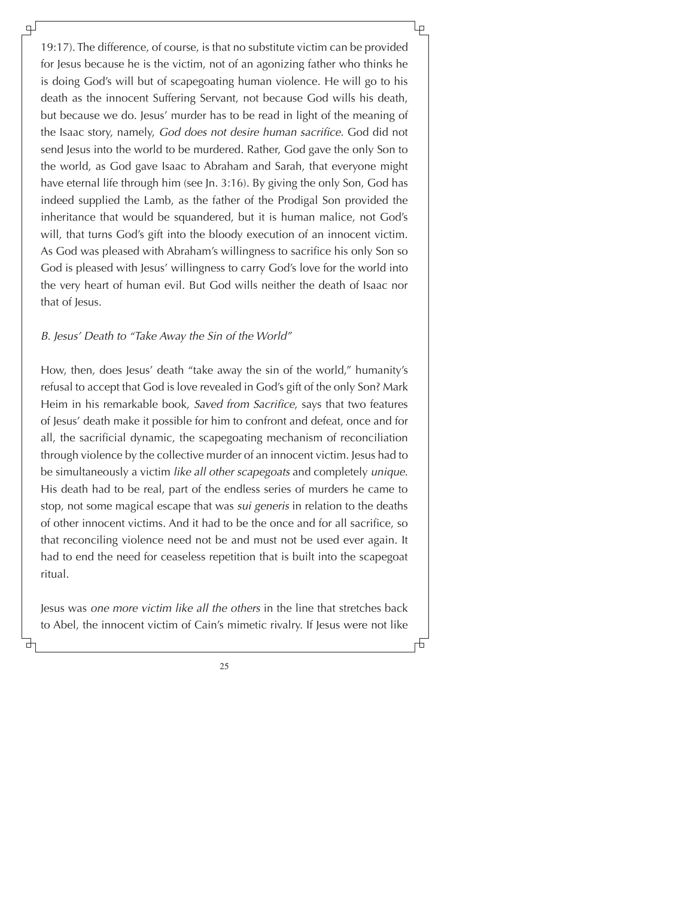19:17). The difference, of course, is that no substitute victim can be provided for Jesus because he is the victim, not of an agonizing father who thinks he is doing God's will but of scapegoating human violence. He will go to his death as the innocent Suffering Servant, not because God wills his death, but because we do. Jesus' murder has to be read in light of the meaning of the Isaac story, namely, *God does not desire human sacrifice*. God did not send Jesus into the world to be murdered. Rather, God gave the only Son to the world, as God gave Isaac to Abraham and Sarah, that everyone might have eternal life through him (see Jn. 3:16). By giving the only Son, God has indeed supplied the Lamb, as the father of the Prodigal Son provided the inheritance that would be squandered, but it is human malice, not God's will, that turns God's gift into the bloody execution of an innocent victim. As God was pleased with Abraham's willingness to sacrifice his only Son so God is pleased with Jesus' willingness to carry God's love for the world into the very heart of human evil. But God wills neither the death of Isaac nor that of Jesus.

### *B. Jesus' Death to "Take Away the Sin of the World"*

How, then, does Jesus' death "take away the sin of the world," humanity's refusal to accept that God is love revealed in God's gift of the only Son? Mark Heim in his remarkable book, *Saved from Sacrifice*, says that two features of Jesus' death make it possible for him to confront and defeat, once and for all, the sacrificial dynamic, the scapegoating mechanism of reconciliation through violence by the collective murder of an innocent victim. Jesus had to be simultaneously a victim *like all other scapegoats* and completely *unique*. His death had to be real, part of the endless series of murders he came to stop, not some magical escape that was *sui generis* in relation to the deaths of other innocent victims. And it had to be the once and for all sacrifice, so that reconciling violence need not be and must not be used ever again. It had to end the need for ceaseless repetition that is built into the scapegoat ritual.

Jesus was *one more victim like all the others* in the line that stretches back to Abel, the innocent victim of Cain's mimetic rivalry. If Jesus were not like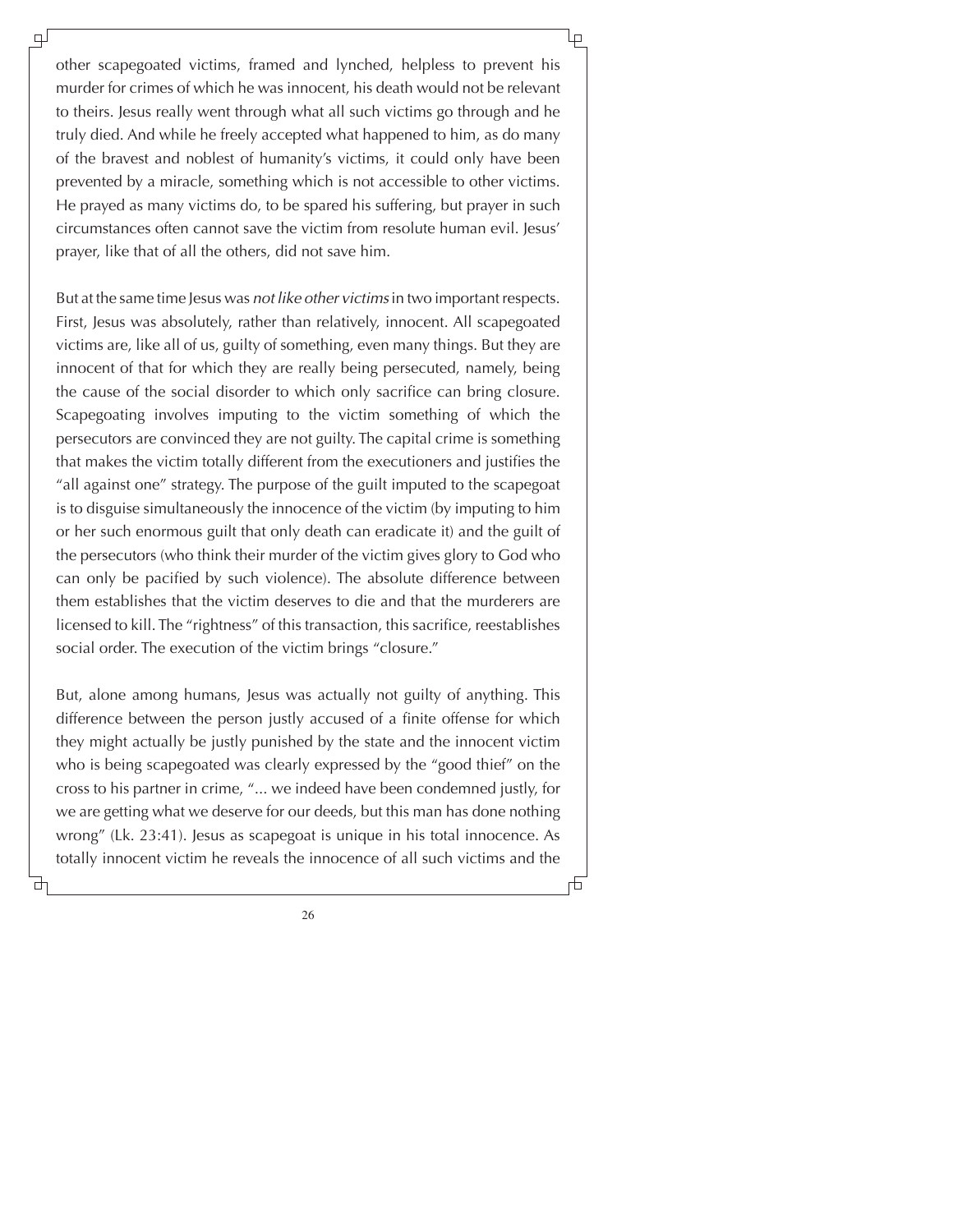other scapegoated victims, framed and lynched, helpless to prevent his murder for crimes of which he was innocent, his death would not be relevant to theirs. Jesus really went through what all such victims go through and he truly died. And while he freely accepted what happened to him, as do many of the bravest and noblest of humanity's victims, it could only have been prevented by a miracle, something which is not accessible to other victims. He prayed as many victims do, to be spared his suffering, but prayer in such circumstances often cannot save the victim from resolute human evil. Jesus' prayer, like that of all the others, did not save him.

But at the same time Jesus was *not like other victims* in two important respects. First, Jesus was absolutely, rather than relatively, innocent. All scapegoated victims are, like all of us, guilty of something, even many things. But they are innocent of that for which they are really being persecuted, namely, being the cause of the social disorder to which only sacrifice can bring closure. Scapegoating involves imputing to the victim something of which the persecutors are convinced they are not guilty. The capital crime is something that makes the victim totally different from the executioners and justifies the "all against one" strategy. The purpose of the guilt imputed to the scapegoat is to disguise simultaneously the innocence of the victim (by imputing to him or her such enormous guilt that only death can eradicate it) and the guilt of the persecutors (who think their murder of the victim gives glory to God who can only be pacified by such violence). The absolute difference between them establishes that the victim deserves to die and that the murderers are licensed to kill. The "rightness" of this transaction, this sacrifice, reestablishes social order. The execution of the victim brings "closure."

But, alone among humans, Jesus was actually not guilty of anything. This difference between the person justly accused of a finite offense for which they might actually be justly punished by the state and the innocent victim who is being scapegoated was clearly expressed by the "good thief" on the cross to his partner in crime, "... we indeed have been condemned justly, for we are getting what we deserve for our deeds, but this man has done nothing wrong" (Lk. 23:41). Jesus as scapegoat is unique in his total innocence. As totally innocent victim he reveals the innocence of all such victims and the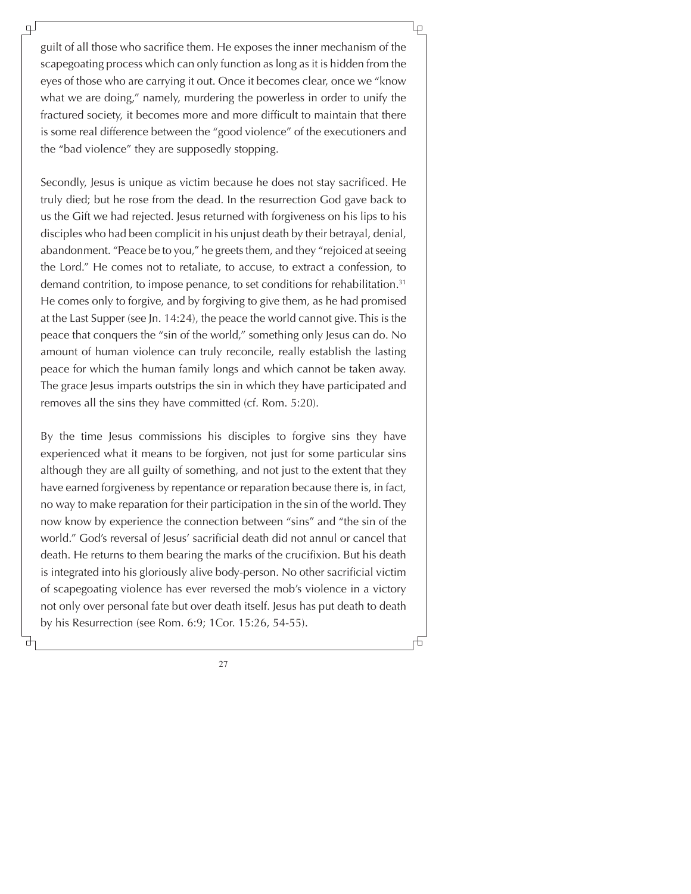guilt of all those who sacrifice them. He exposes the inner mechanism of the scapegoating process which can only function as long as it is hidden from the eyes of those who are carrying it out. Once it becomes clear, once we "know what we are doing," namely, murdering the powerless in order to unify the fractured society, it becomes more and more difficult to maintain that there is some real difference between the "good violence" of the executioners and the "bad violence" they are supposedly stopping.

Secondly, Jesus is unique as victim because he does not stay sacrificed. He truly died; but he rose from the dead. In the resurrection God gave back to us the Gift we had rejected. Jesus returned with forgiveness on his lips to his disciples who had been complicit in his unjust death by their betrayal, denial, abandonment. "Peace be to you," he greets them, and they "rejoiced at seeing the Lord." He comes not to retaliate, to accuse, to extract a confession, to demand contrition, to impose penance, to set conditions for rehabilitation.[31] He comes only to forgive, and by forgiving to give them, as he had promised at the Last Supper (see Jn. 14:24), the peace the world cannot give. This is the peace that conquers the "sin of the world," something only Jesus can do. No amount of human violence can truly reconcile, really establish the lasting peace for which the human family longs and which cannot be taken away. The grace Jesus imparts outstrips the sin in which they have participated and removes all the sins they have committed (cf. Rom. 5:20).

By the time Jesus commissions his disciples to forgive sins they have experienced what it means to be forgiven, not just for some particular sins although they are all guilty of something, and not just to the extent that they have earned forgiveness by repentance or reparation because there is, in fact, no way to make reparation for their participation in the sin of the world. They now know by experience the connection between "sins" and "the sin of the world." God's reversal of Jesus' sacrificial death did not annul or cancel that death. He returns to them bearing the marks of the crucifixion. But his death is integrated into his gloriously alive body-person. No other sacrificial victim of scapegoating violence has ever reversed the mob's violence in a victory not only over personal fate but over death itself. Jesus has put death to death by his Resurrection (see Rom. 6:9; 1Cor. 15:26, 54-55).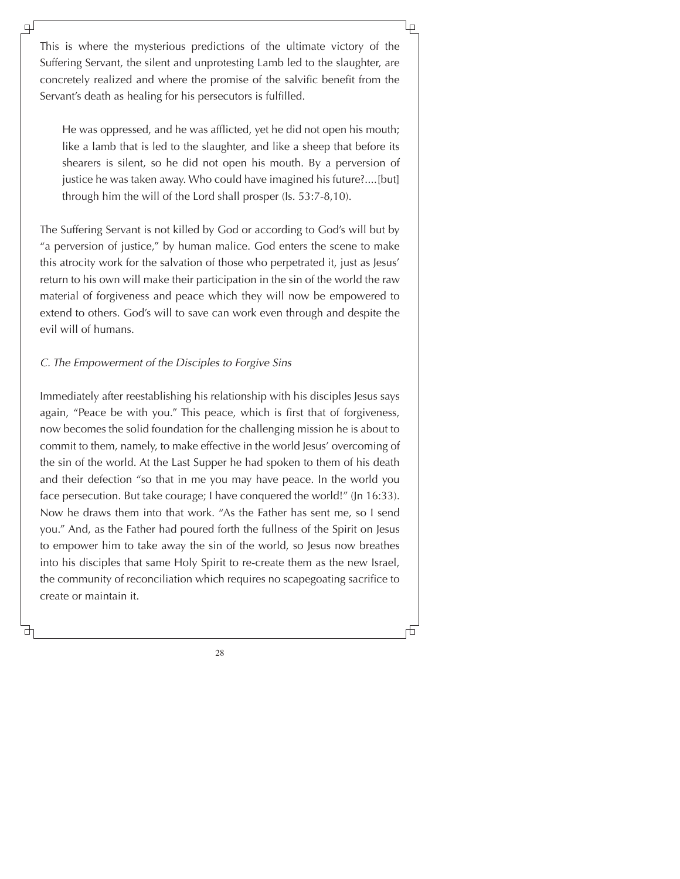This is where the mysterious predictions of the ultimate victory of the Suffering Servant, the silent and unprotesting Lamb led to the slaughter, are concretely realized and where the promise of the salvific benefit from the Servant's death as healing for his persecutors is fulfilled.

> He was oppressed, and he was afflicted, yet he did not open his mouth; like a lamb that is led to the slaughter, and like a sheep that before its shearers is silent, so he did not open his mouth. By a perversion of justice he was taken away. Who could have imagined his future?....[but] through him the will of the Lord shall prosper (Is. 53:7-8,10).

The Suffering Servant is not killed by God or according to God's will but by "a perversion of justice," by human malice. God enters the scene to make this atrocity work for the salvation of those who perpetrated it, just as Jesus' return to his own will make their participation in the sin of the world the raw material of forgiveness and peace which they will now be empowered to extend to others. God's will to save can work even through and despite the evil will of humans.

*C. The Empowerment of the Disciples to Forgive Sins*

Immediately after reestablishing his relationship with his disciples Jesus says again, "Peace be with you." This peace, which is first that of forgiveness, now becomes the solid foundation for the challenging mission he is about to commit to them, namely, to make effective in the world Jesus' overcoming of the sin of the world. At the Last Supper he had spoken to them of his death and their defection "so that in me you may have peace. In the world you face persecution. But take courage; I have conquered the world!" (Jn 16:33). Now he draws them into that work. "As the Father has sent me, so I send you." And, as the Father had poured forth the fullness of the Spirit on Jesus to empower him to take away the sin of the world, so Jesus now breathes into his disciples that same Holy Spirit to re-create them as the new Israel, the community of reconciliation which requires no scapegoating sacrifice to create or maintain it.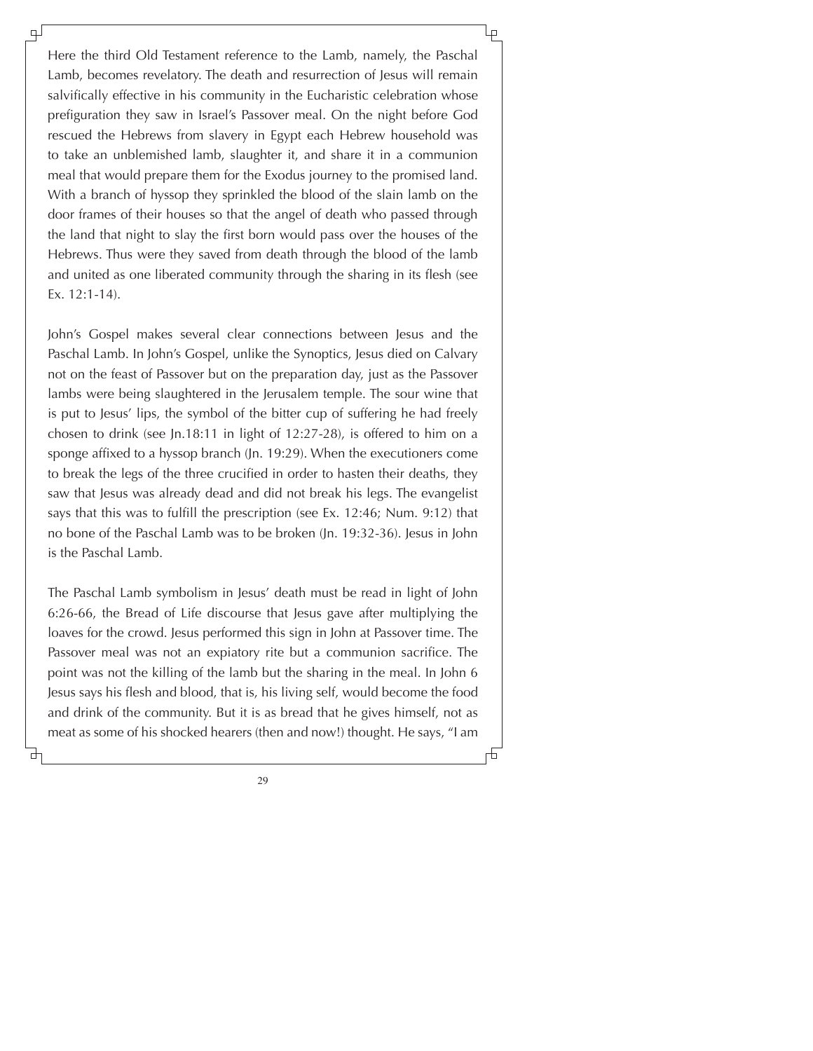Here the third Old Testament reference to the Lamb, namely, the Paschal Lamb, becomes revelatory. The death and resurrection of Jesus will remain salvifically effective in his community in the Eucharistic celebration whose prefiguration they saw in Israel's Passover meal. On the night before God rescued the Hebrews from slavery in Egypt each Hebrew household was to take an unblemished lamb, slaughter it, and share it in a communion meal that would prepare them for the Exodus journey to the promised land. With a branch of hyssop they sprinkled the blood of the slain lamb on the door frames of their houses so that the angel of death who passed through the land that night to slay the first born would pass over the houses of the Hebrews. Thus were they saved from death through the blood of the lamb and united as one liberated community through the sharing in its flesh (see Ex. 12:1-14).

John's Gospel makes several clear connections between Jesus and the Paschal Lamb. In John's Gospel, unlike the Synoptics, Jesus died on Calvary not on the feast of Passover but on the preparation day, just as the Passover lambs were being slaughtered in the Jerusalem temple. The sour wine that is put to Jesus' lips, the symbol of the bitter cup of suffering he had freely chosen to drink (see Jn.18:11 in light of 12:27-28), is offered to him on a sponge affixed to a hyssop branch (Jn. 19:29). When the executioners come to break the legs of the three crucified in order to hasten their deaths, they saw that Jesus was already dead and did not break his legs. The evangelist says that this was to fulfill the prescription (see Ex. 12:46; Num. 9:12) that no bone of the Paschal Lamb was to be broken (Jn. 19:32-36). Jesus in John is the Paschal Lamb.

The Paschal Lamb symbolism in Jesus' death must be read in light of John 6:26-66, the Bread of Life discourse that Jesus gave after multiplying the loaves for the crowd. Jesus performed this sign in John at Passover time. The Passover meal was not an expiatory rite but a communion sacrifice. The point was not the killing of the lamb but the sharing in the meal. In John 6 Jesus says his flesh and blood, that is, his living self, would become the food and drink of the community. But it is as bread that he gives himself, not as meat as some of his shocked hearers (then and now!) thought. He says, "I am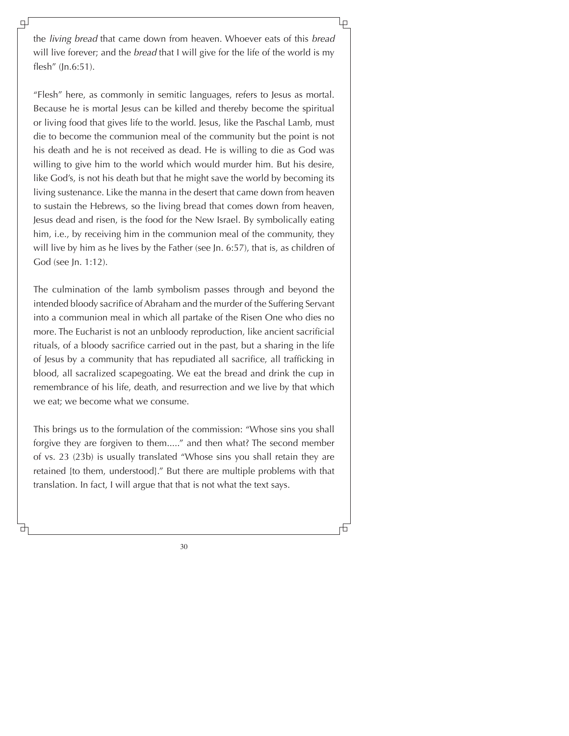the *living bread* that came down from heaven. Whoever eats of this *bread* will live forever; and the *bread* that I will give for the life of the world is my flesh" (Jn.6:51).

"Flesh" here, as commonly in semitic languages, refers to Jesus as mortal. Because he is mortal Jesus can be killed and thereby become the spiritual or living food that gives life to the world. Jesus, like the Paschal Lamb, must die to become the communion meal of the community but the point is not his death and he is not received as dead. He is willing to die as God was willing to give him to the world which would murder him. But his desire, like God's, is not his death but that he might save the world by becoming its living sustenance. Like the manna in the desert that came down from heaven to sustain the Hebrews, so the living bread that comes down from heaven, Jesus dead and risen, is the food for the New Israel. By symbolically eating him, i.e., by receiving him in the communion meal of the community, they will live by him as he lives by the Father (see Jn. 6:57), that is, as children of God (see Jn. 1:12).

The culmination of the lamb symbolism passes through and beyond the intended bloody sacrifice of Abraham and the murder of the Suffering Servant into a communion meal in which all partake of the Risen One who dies no more. The Eucharist is not an unbloody reproduction, like ancient sacrificial rituals, of a bloody sacrifice carried out in the past, but a sharing in the life of Jesus by a community that has repudiated all sacrifice, all trafficking in blood, all sacralized scapegoating. We eat the bread and drink the cup in remembrance of his life, death, and resurrection and we live by that which we eat; we become what we consume.

This brings us to the formulation of the commission: "Whose sins you shall forgive they are forgiven to them....." and then what? The second member of vs. 23 (23b) is usually translated "Whose sins you shall retain they are retained [to them, understood]." But there are multiple problems with that translation. In fact, I will argue that that is not what the text says.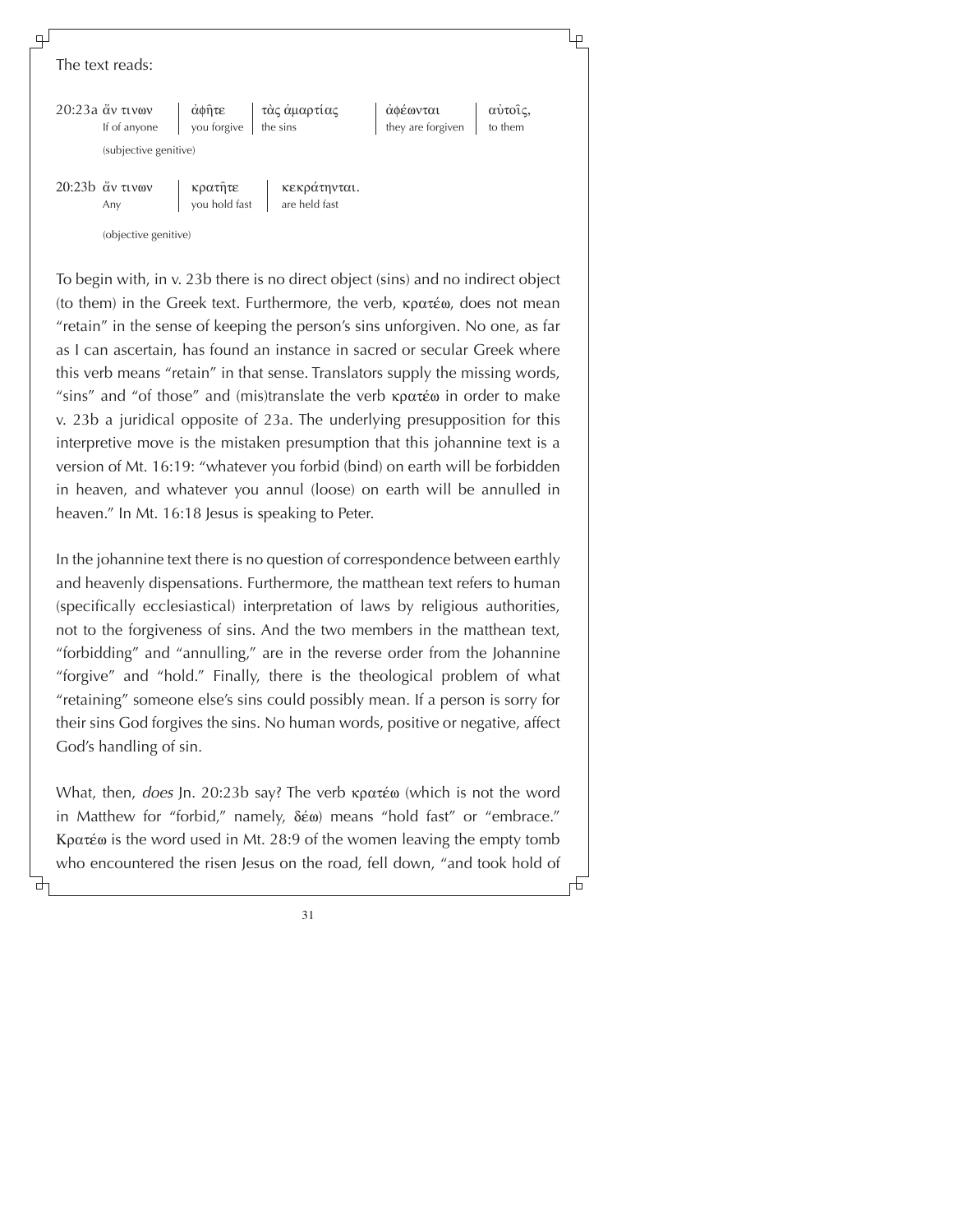The text reads:

| | | | | | |
|---|---|---|---|---|---|
| 20:23a | ἄν τινων | ἀφῆτε | τὰς ἁμαρτίας | ἀφέωνται | αὐτοῖς, |
| | If of anyone | you forgive | the sins | they are forgiven | to them |
| | (subjective genitive) | | | | |
| 20:23b | ἄν τινων | κρατῆτε | κεκράτηνται. | | |
| | Any | you hold fast | are held fast | | |
| | (objective genitive) | | | | |

To begin with, in v. 23b there is no direct object (sins) and no indirect object (to them) in the Greek text. Furthermore, the verb, κρατέω, does not mean "retain" in the sense of keeping the person's sins unforgiven. No one, as far as I can ascertain, has found an instance in sacred or secular Greek where this verb means "retain" in that sense. Translators supply the missing words, "sins" and "of those" and (mis)translate the verb κρατέω in order to make v. 23b a juridical opposite of 23a. The underlying presupposition for this interpretive move is the mistaken presumption that this johannine text is a version of Mt. 16:19: "whatever you forbid (bind) on earth will be forbidden in heaven, and whatever you annul (loose) on earth will be annulled in heaven." In Mt. 16:18 Jesus is speaking to Peter.

In the johannine text there is no question of correspondence between earthly and heavenly dispensations. Furthermore, the matthean text refers to human (specifically ecclesiastical) interpretation of laws by religious authorities, not to the forgiveness of sins. And the two members in the matthean text, "forbidding" and "annulling," are in the reverse order from the Johannine "forgive" and "hold." Finally, there is the theological problem of what "retaining" someone else's sins could possibly mean. If a person is sorry for their sins God forgives the sins. No human words, positive or negative, affect God's handling of sin.

What, then, *does* Jn. 20:23b say? The verb κρατέω (which is not the word in Matthew for "forbid," namely, δέω) means "hold fast" or "embrace." Κρατέω is the word used in Mt. 28:9 of the women leaving the empty tomb who encountered the risen Jesus on the road, fell down, "and took hold of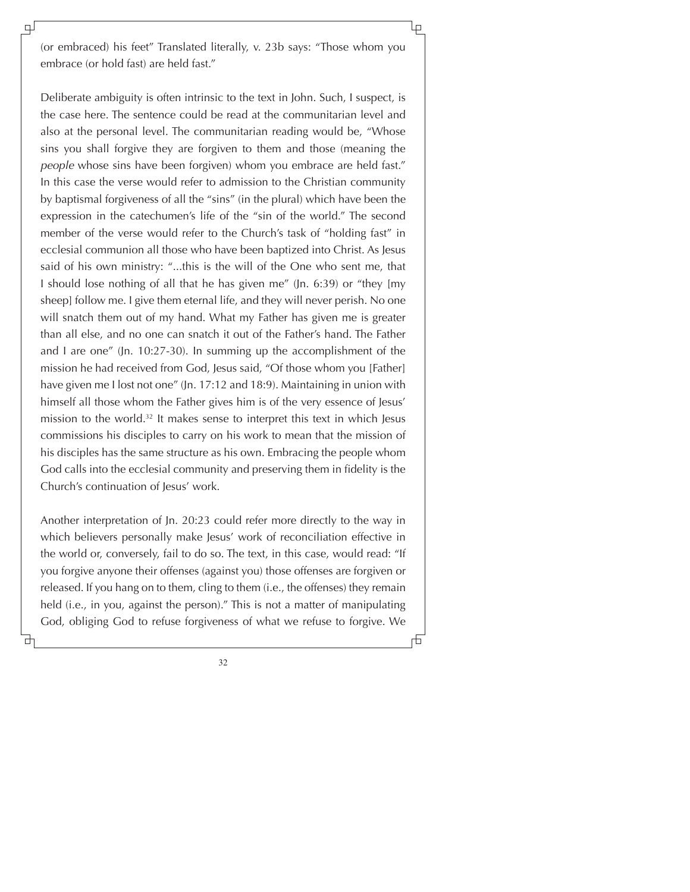(or embraced) his feet" Translated literally, v. 23b says: "Those whom you embrace (or hold fast) are held fast."

Deliberate ambiguity is often intrinsic to the text in John. Such, I suspect, is the case here. The sentence could be read at the communitarian level and also at the personal level. The communitarian reading would be, "Whose sins you shall forgive they are forgiven to them and those (meaning the *people* whose sins have been forgiven) whom you embrace are held fast." In this case the verse would refer to admission to the Christian community by baptismal forgiveness of all the "sins" (in the plural) which have been the expression in the catechumen's life of the "sin of the world." The second member of the verse would refer to the Church's task of "holding fast" in ecclesial communion all those who have been baptized into Christ. As Jesus said of his own ministry: "...this is the will of the One who sent me, that I should lose nothing of all that he has given me" (Jn. 6:39) or "they [my sheep] follow me. I give them eternal life, and they will never perish. No one will snatch them out of my hand. What my Father has given me is greater than all else, and no one can snatch it out of the Father's hand. The Father and I are one" (Jn. 10:27-30). In summing up the accomplishment of the mission he had received from God, Jesus said, "Of those whom you [Father] have given me I lost not one" (Jn. 17:12 and 18:9). Maintaining in union with himself all those whom the Father gives him is of the very essence of Jesus' mission to the world.[32] It makes sense to interpret this text in which Jesus commissions his disciples to carry on his work to mean that the mission of his disciples has the same structure as his own. Embracing the people whom God calls into the ecclesial community and preserving them in fidelity is the Church's continuation of Jesus' work.

Another interpretation of Jn. 20:23 could refer more directly to the way in which believers personally make Jesus' work of reconciliation effective in the world or, conversely, fail to do so. The text, in this case, would read: "If you forgive anyone their offenses (against you) those offenses are forgiven or released. If you hang on to them, cling to them (i.e., the offenses) they remain held (i.e., in you, against the person)." This is not a matter of manipulating God, obliging God to refuse forgiveness of what we refuse to forgive. We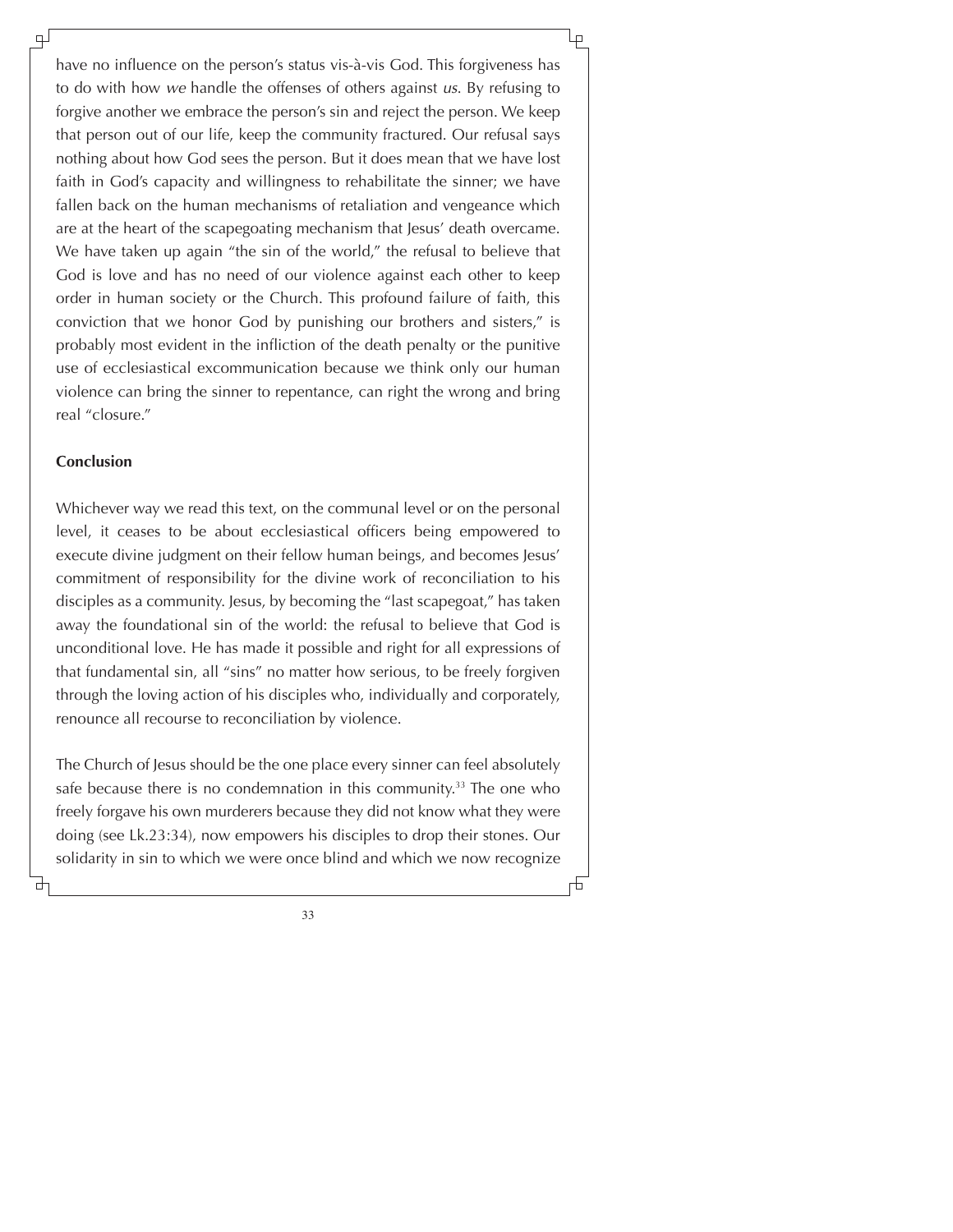have no influence on the person's status vis-à-vis God. This forgiveness has to do with how *we* handle the offenses of others against *us*. By refusing to forgive another we embrace the person's sin and reject the person. We keep that person out of our life, keep the community fractured. Our refusal says nothing about how God sees the person. But it does mean that we have lost faith in God's capacity and willingness to rehabilitate the sinner; we have fallen back on the human mechanisms of retaliation and vengeance which are at the heart of the scapegoating mechanism that Jesus' death overcame. We have taken up again "the sin of the world," the refusal to believe that God is love and has no need of our violence against each other to keep order in human society or the Church. This profound failure of faith, this conviction that we honor God by punishing our brothers and sisters," is probably most evident in the infliction of the death penalty or the punitive use of ecclesiastical excommunication because we think only our human violence can bring the sinner to repentance, can right the wrong and bring real "closure."

**Conclusion**

Whichever way we read this text, on the communal level or on the personal level, it ceases to be about ecclesiastical officers being empowered to execute divine judgment on their fellow human beings, and becomes Jesus' commitment of responsibility for the divine work of reconciliation to his disciples as a community. Jesus, by becoming the "last scapegoat," has taken away the foundational sin of the world: the refusal to believe that God is unconditional love. He has made it possible and right for all expressions of that fundamental sin, all "sins" no matter how serious, to be freely forgiven through the loving action of his disciples who, individually and corporately, renounce all recourse to reconciliation by violence.

The Church of Jesus should be the one place every sinner can feel absolutely safe because there is no condemnation in this community.[33] The one who freely forgave his own murderers because they did not know what they were doing (see Lk.23:34), now empowers his disciples to drop their stones. Our solidarity in sin to which we were once blind and which we now recognize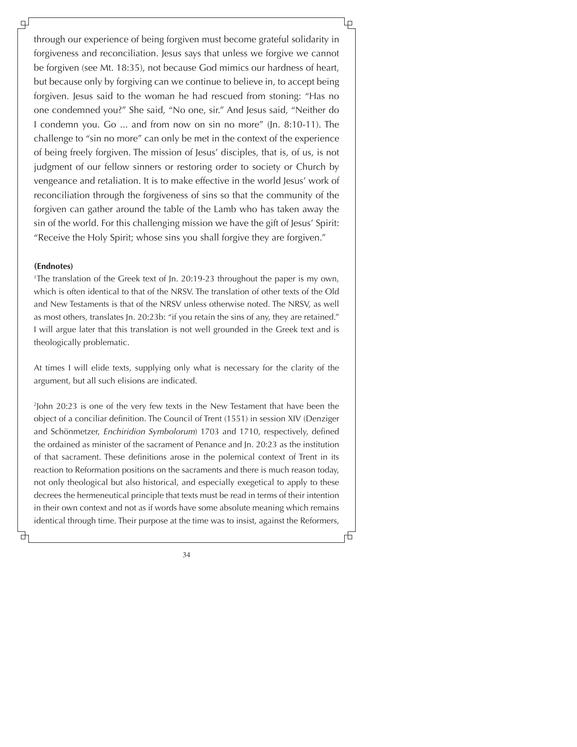through our experience of being forgiven must become grateful solidarity in forgiveness and reconciliation. Jesus says that unless we forgive we cannot be forgiven (see Mt. 18:35), not because God mimics our hardness of heart, but because only by forgiving can we continue to believe in, to accept being forgiven. Jesus said to the woman he had rescued from stoning: "Has no one condemned you?" She said, "No one, sir." And Jesus said, "Neither do I condemn you. Go ... and from now on sin no more" (Jn. 8:10-11). The challenge to "sin no more" can only be met in the context of the experience of being freely forgiven. The mission of Jesus' disciples, that is, of us, is not judgment of our fellow sinners or restoring order to society or Church by vengeance and retaliation. It is to make effective in the world Jesus' work of reconciliation through the forgiveness of sins so that the community of the forgiven can gather around the table of the Lamb who has taken away the sin of the world. For this challenging mission we have the gift of Jesus' Spirit: "Receive the Holy Spirit; whose sins you shall forgive they are forgiven."

**(Endnotes)**

[1]The translation of the Greek text of Jn. 20:19-23 throughout the paper is my own, which is often identical to that of the NRSV. The translation of other texts of the Old and New Testaments is that of the NRSV unless otherwise noted. The NRSV, as well as most others, translates Jn. 20:23b: "if you retain the sins of any, they are retained." I will argue later that this translation is not well grounded in the Greek text and is theologically problematic.

At times I will elide texts, supplying only what is necessary for the clarity of the argument, but all such elisions are indicated.

[2]John 20:23 is one of the very few texts in the New Testament that have been the object of a conciliar definition. The Council of Trent (1551) in session XIV (Denziger and Schönmetzer, *Enchiridion Symbolorum*) 1703 and 1710, respectively, defined the ordained as minister of the sacrament of Penance and Jn. 20:23 as the institution of that sacrament. These definitions arose in the polemical context of Trent in its reaction to Reformation positions on the sacraments and there is much reason today, not only theological but also historical, and especially exegetical to apply to these decrees the hermeneutical principle that texts must be read in terms of their intention in their own context and not as if words have some absolute meaning which remains identical through time. Their purpose at the time was to insist, against the Reformers,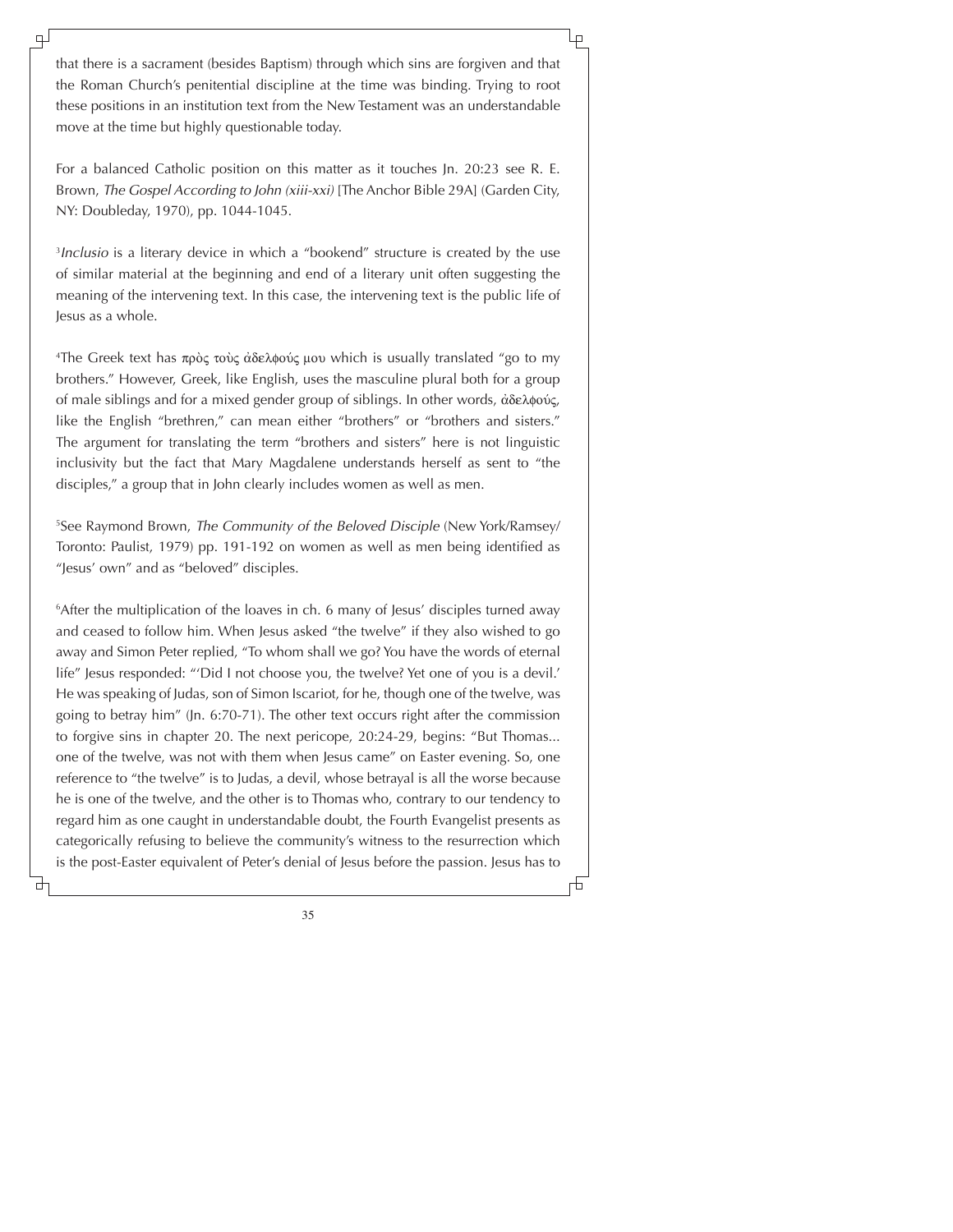that there is a sacrament (besides Baptism) through which sins are forgiven and that the Roman Church's penitential discipline at the time was binding. Trying to root these positions in an institution text from the New Testament was an understandable move at the time but highly questionable today.

For a balanced Catholic position on this matter as it touches Jn. 20:23 see R. E. Brown, *The Gospel According to John (xiii-xxi)* [The Anchor Bible 29A] (Garden City, NY: Doubleday, 1970), pp. 1044-1045.

[3]*Inclusio* is a literary device in which a "bookend" structure is created by the use of similar material at the beginning and end of a literary unit often suggesting the meaning of the intervening text. In this case, the intervening text is the public life of Jesus as a whole.

[4]The Greek text has πρὸς τοὺς ἀδελφούς μου which is usually translated "go to my brothers." However, Greek, like English, uses the masculine plural both for a group of male siblings and for a mixed gender group of siblings. In other words, ἀδελφούς, like the English "brethren," can mean either "brothers" or "brothers and sisters." The argument for translating the term "brothers and sisters" here is not linguistic inclusivity but the fact that Mary Magdalene understands herself as sent to "the disciples," a group that in John clearly includes women as well as men.

[5]See Raymond Brown, *The Community of the Beloved Disciple* (New York/Ramsey/Toronto: Paulist, 1979) pp. 191-192 on women as well as men being identified as "Jesus' own" and as "beloved" disciples.

[6]After the multiplication of the loaves in ch. 6 many of Jesus' disciples turned away and ceased to follow him. When Jesus asked "the twelve" if they also wished to go away and Simon Peter replied, "To whom shall we go? You have the words of eternal life" Jesus responded: "'Did I not choose you, the twelve? Yet one of you is a devil.' He was speaking of Judas, son of Simon Iscariot, for he, though one of the twelve, was going to betray him" (Jn. 6:70-71). The other text occurs right after the commission to forgive sins in chapter 20. The next pericope, 20:24-29, begins: "But Thomas... one of the twelve, was not with them when Jesus came" on Easter evening. So, one reference to "the twelve" is to Judas, a devil, whose betrayal is all the worse because he is one of the twelve, and the other is to Thomas who, contrary to our tendency to regard him as one caught in understandable doubt, the Fourth Evangelist presents as categorically refusing to believe the community's witness to the resurrection which is the post-Easter equivalent of Peter's denial of Jesus before the passion. Jesus has to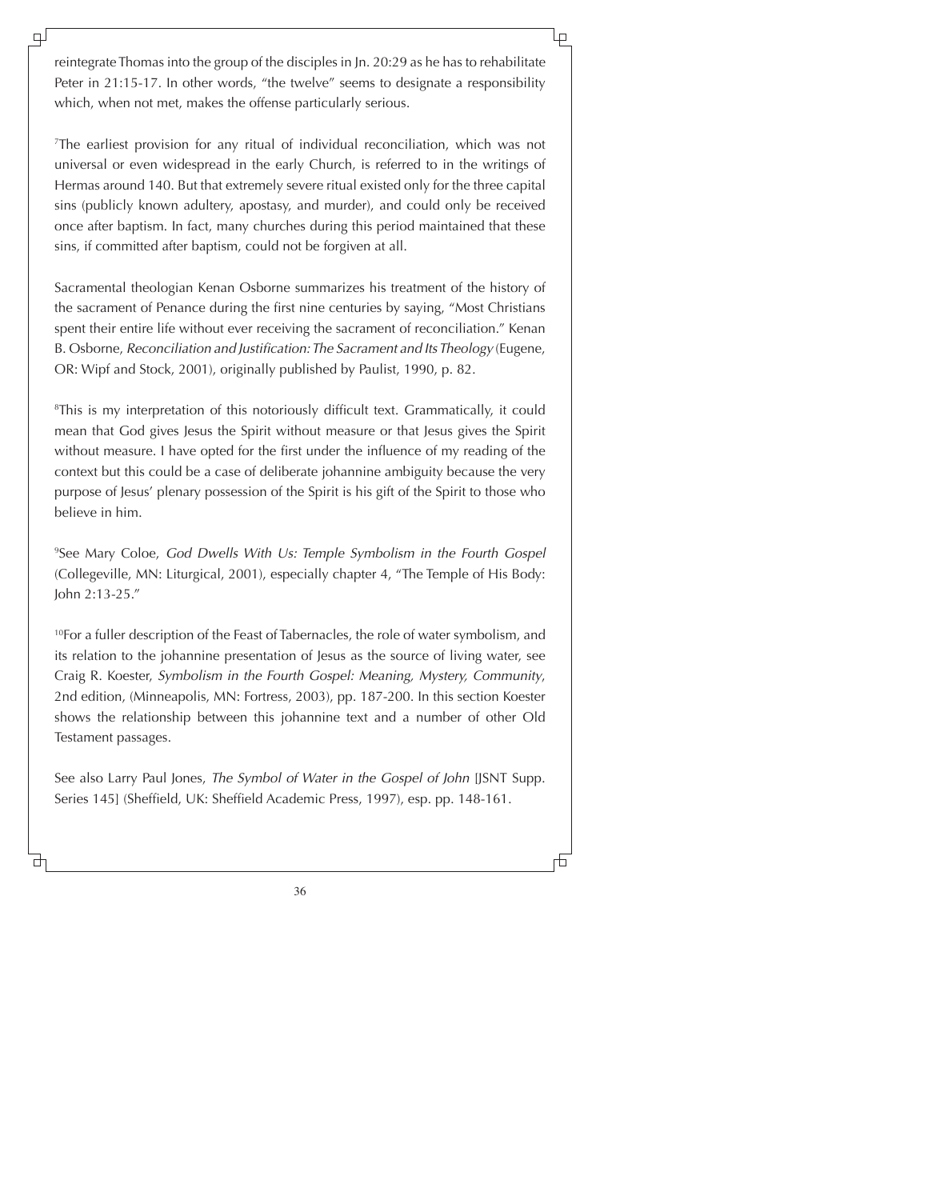reintegrate Thomas into the group of the disciples in Jn. 20:29 as he has to rehabilitate Peter in 21:15-17. In other words, "the twelve" seems to designate a responsibility which, when not met, makes the offense particularly serious.

[7]The earliest provision for any ritual of individual reconciliation, which was not universal or even widespread in the early Church, is referred to in the writings of Hermas around 140. But that extremely severe ritual existed only for the three capital sins (publicly known adultery, apostasy, and murder), and could only be received once after baptism. In fact, many churches during this period maintained that these sins, if committed after baptism, could not be forgiven at all.

Sacramental theologian Kenan Osborne summarizes his treatment of the history of the sacrament of Penance during the first nine centuries by saying, "Most Christians spent their entire life without ever receiving the sacrament of reconciliation." Kenan B. Osborne, *Reconciliation and Justification: The Sacrament and Its Theology* (Eugene, OR: Wipf and Stock, 2001), originally published by Paulist, 1990, p. 82.

[8]This is my interpretation of this notoriously difficult text. Grammatically, it could mean that God gives Jesus the Spirit without measure or that Jesus gives the Spirit without measure. I have opted for the first under the influence of my reading of the context but this could be a case of deliberate johannine ambiguity because the very purpose of Jesus' plenary possession of the Spirit is his gift of the Spirit to those who believe in him.

[9]See Mary Coloe, *God Dwells With Us: Temple Symbolism in the Fourth Gospel* (Collegeville, MN: Liturgical, 2001), especially chapter 4, "The Temple of His Body: John 2:13-25."

[10]For a fuller description of the Feast of Tabernacles, the role of water symbolism, and its relation to the johannine presentation of Jesus as the source of living water, see Craig R. Koester, *Symbolism in the Fourth Gospel: Meaning, Mystery, Community*, 2nd edition, (Minneapolis, MN: Fortress, 2003), pp. 187-200. In this section Koester shows the relationship between this johannine text and a number of other Old Testament passages.

See also Larry Paul Jones, *The Symbol of Water in the Gospel of John* [JSNT Supp. Series 145] (Sheffield, UK: Sheffield Academic Press, 1997), esp. pp. 148-161.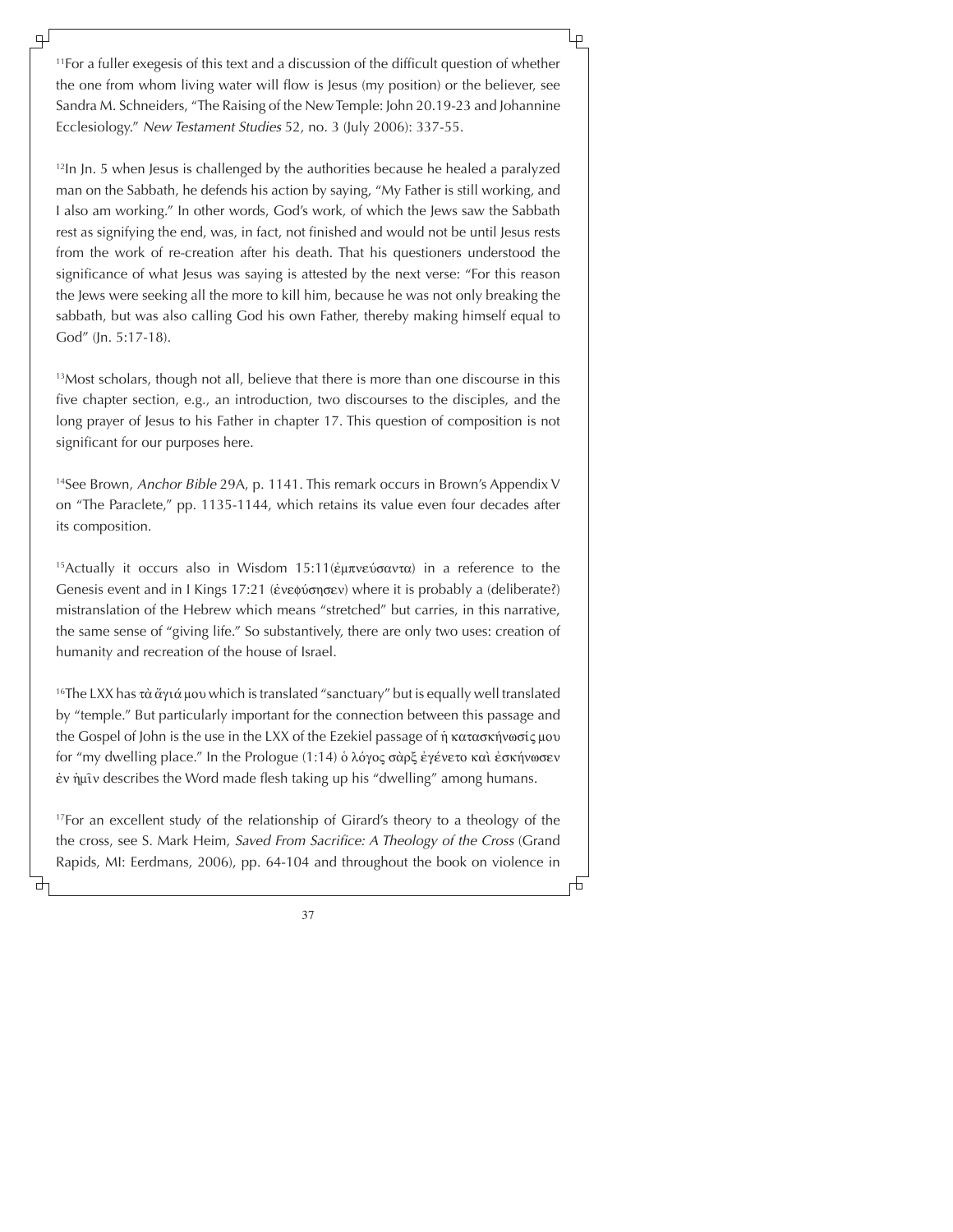[11]For a fuller exegesis of this text and a discussion of the difficult question of whether the one from whom living water will flow is Jesus (my position) or the believer, see Sandra M. Schneiders, "The Raising of the New Temple: John 20.19-23 and Johannine Ecclesiology." *New Testament Studies* 52, no. 3 (July 2006): 337-55.

[12]In Jn. 5 when Jesus is challenged by the authorities because he healed a paralyzed man on the Sabbath, he defends his action by saying, "My Father is still working, and I also am working." In other words, God's work, of which the Jews saw the Sabbath rest as signifying the end, was, in fact, not finished and would not be until Jesus rests from the work of re-creation after his death. That his questioners understood the significance of what Jesus was saying is attested by the next verse: "For this reason the Jews were seeking all the more to kill him, because he was not only breaking the sabbath, but was also calling God his own Father, thereby making himself equal to God" (Jn. 5:17-18).

[13]Most scholars, though not all, believe that there is more than one discourse in this five chapter section, e.g., an introduction, two discourses to the disciples, and the long prayer of Jesus to his Father in chapter 17. This question of composition is not significant for our purposes here.

[14]See Brown, *Anchor Bible* 29A, p. 1141. This remark occurs in Brown's Appendix V on "The Paraclete," pp. 1135-1144, which retains its value even four decades after its composition.

[15]Actually it occurs also in Wisdom 15:11(ἐμπνεύσαντα) in a reference to the Genesis event and in I Kings 17:21 (ἐνεφύσησεν) where it is probably a (deliberate?) mistranslation of the Hebrew which means "stretched" but carries, in this narrative, the same sense of "giving life." So substantively, there are only two uses: creation of humanity and recreation of the house of Israel.

[16]The LXX has τὰ ἅγιά μου which is translated "sanctuary" but is equally well translated by "temple." But particularly important for the connection between this passage and the Gospel of John is the use in the LXX of the Ezekiel passage of ἡ κατασκήνωσίς μου for "my dwelling place." In the Prologue (1:14) ὁ λόγος σὰρξ ἐγένετο καὶ ἐσκήνωσεν ἐν ἡμῖν describes the Word made flesh taking up his "dwelling" among humans.

[17]For an excellent study of the relationship of Girard's theory to a theology of the the cross, see S. Mark Heim, *Saved From Sacrifice: A Theology of the Cross* (Grand Rapids, MI: Eerdmans, 2006), pp. 64-104 and throughout the book on violence in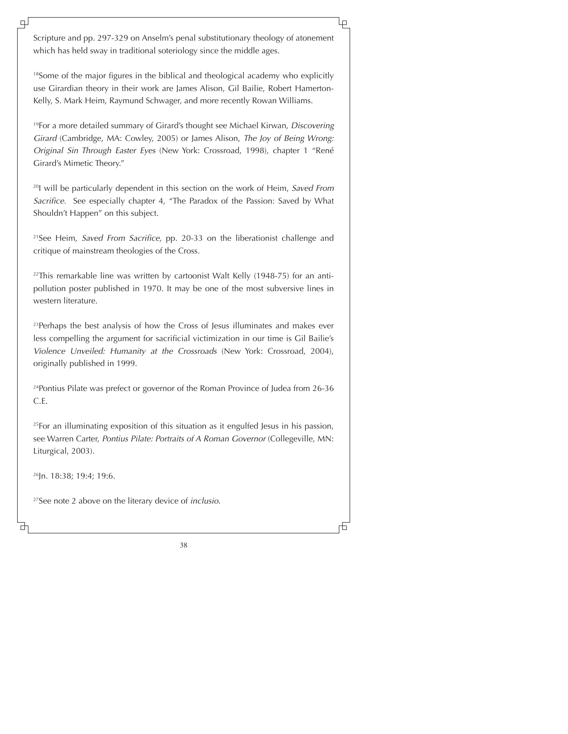Scripture and pp. 297-329 on Anselm's penal substitutionary theology of atonement which has held sway in traditional soteriology since the middle ages.

[18]Some of the major figures in the biblical and theological academy who explicitly use Girardian theory in their work are James Alison, Gil Bailie, Robert Hamerton-Kelly, S. Mark Heim, Raymund Schwager, and more recently Rowan Williams.

[19]For a more detailed summary of Girard's thought see Michael Kirwan, *Discovering Girard* (Cambridge, MA: Cowley, 2005) or James Alison, *The Joy of Being Wrong: Original Sin Through Easter Eyes* (New York: Crossroad, 1998), chapter 1 "René Girard's Mimetic Theory."

[20]I will be particularly dependent in this section on the work of Heim, *Saved From Sacrifice.* See especially chapter 4, "The Paradox of the Passion: Saved by What Shouldn't Happen" on this subject.

[21]See Heim, *Saved From Sacrifice*, pp. 20-33 on the liberationist challenge and critique of mainstream theologies of the Cross.

[22]This remarkable line was written by cartoonist Walt Kelly (1948-75) for an anti-pollution poster published in 1970. It may be one of the most subversive lines in western literature.

[23]Perhaps the best analysis of how the Cross of Jesus illuminates and makes ever less compelling the argument for sacrificial victimization in our time is Gil Bailie's *Violence Unveiled: Humanity at the Crossroads* (New York: Crossroad, 2004), originally published in 1999.

[24]Pontius Pilate was prefect or governor of the Roman Province of Judea from 26-36 C.E.

[25]For an illuminating exposition of this situation as it engulfed Jesus in his passion, see Warren Carter, *Pontius Pilate: Portraits of A Roman Governor* (Collegeville, MN: Liturgical, 2003).

[26]Jn. 18:38; 19:4; 19:6.

[27]See note 2 above on the literary device of *inclusio*.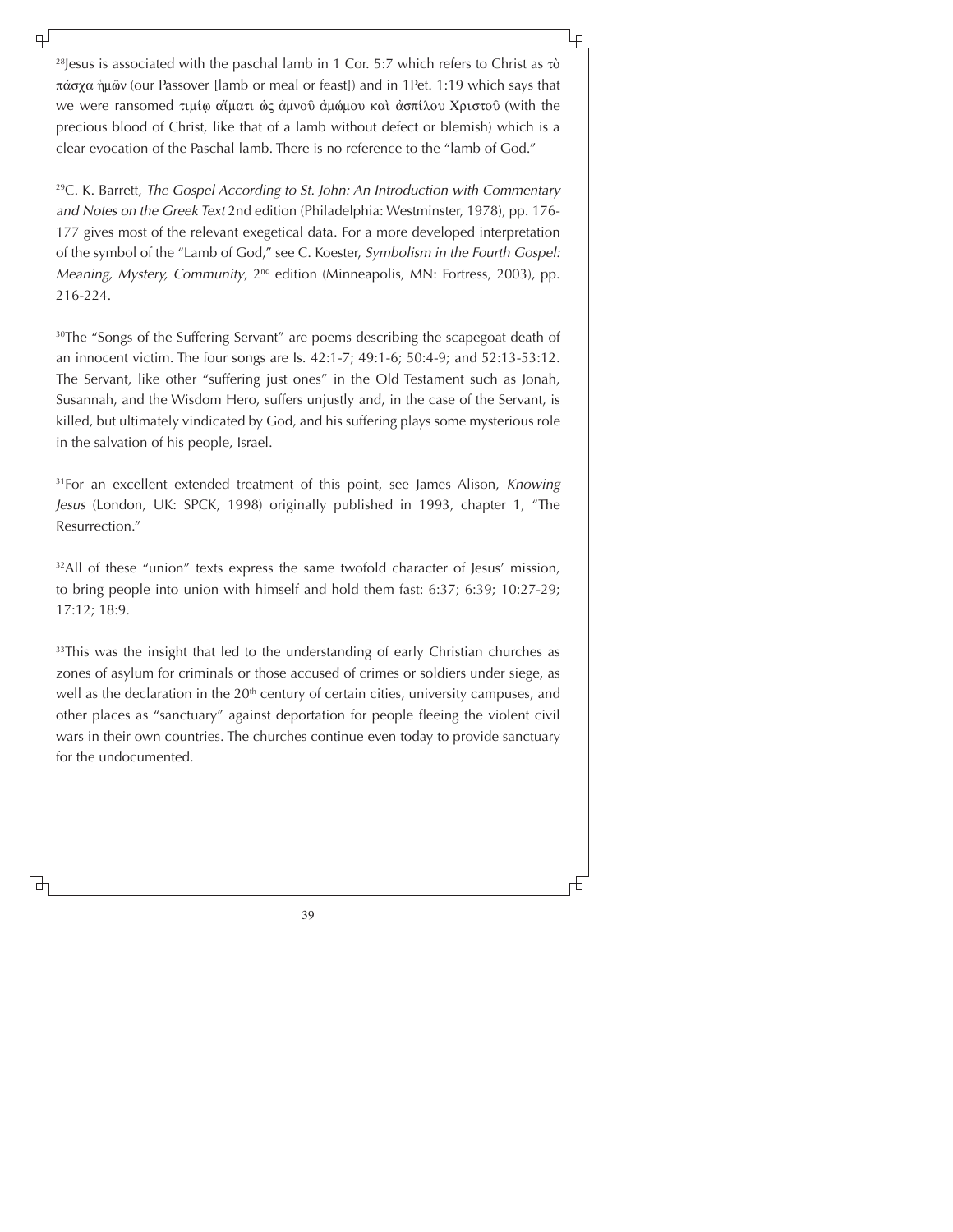[28]Jesus is associated with the paschal lamb in 1 Cor. 5:7 which refers to Christ as τὸ πάσχα ἡμῶν (our Passover [lamb or meal or feast]) and in 1Pet. 1:19 which says that we were ransomed τιμίῳ αἵματι ὡς ἀμνοῦ ἀμώμου καὶ ἀσπίλου Χριστοῦ (with the precious blood of Christ, like that of a lamb without defect or blemish) which is a clear evocation of the Paschal lamb. There is no reference to the "lamb of God."

[29]C. K. Barrett, *The Gospel According to St. John: An Introduction with Commentary and Notes on the Greek Text* 2nd edition (Philadelphia: Westminster, 1978), pp. 176-177 gives most of the relevant exegetical data. For a more developed interpretation of the symbol of the "Lamb of God," see C. Koester, *Symbolism in the Fourth Gospel: Meaning, Mystery, Community*, 2nd edition (Minneapolis, MN: Fortress, 2003), pp. 216-224.

[30]The "Songs of the Suffering Servant" are poems describing the scapegoat death of an innocent victim. The four songs are Is. 42:1-7; 49:1-6; 50:4-9; and 52:13-53:12. The Servant, like other "suffering just ones" in the Old Testament such as Jonah, Susannah, and the Wisdom Hero, suffers unjustly and, in the case of the Servant, is killed, but ultimately vindicated by God, and his suffering plays some mysterious role in the salvation of his people, Israel.

[31]For an excellent extended treatment of this point, see James Alison, *Knowing Jesus* (London, UK: SPCK, 1998) originally published in 1993, chapter 1, "The Resurrection."

[32]All of these "union" texts express the same twofold character of Jesus' mission, to bring people into union with himself and hold them fast: 6:37; 6:39; 10:27-29; 17:12; 18:9.

[33]This was the insight that led to the understanding of early Christian churches as zones of asylum for criminals or those accused of crimes or soldiers under siege, as well as the declaration in the 20th century of certain cities, university campuses, and other places as "sanctuary" against deportation for people fleeing the violent civil wars in their own countries. The churches continue even today to provide sanctuary for the undocumented.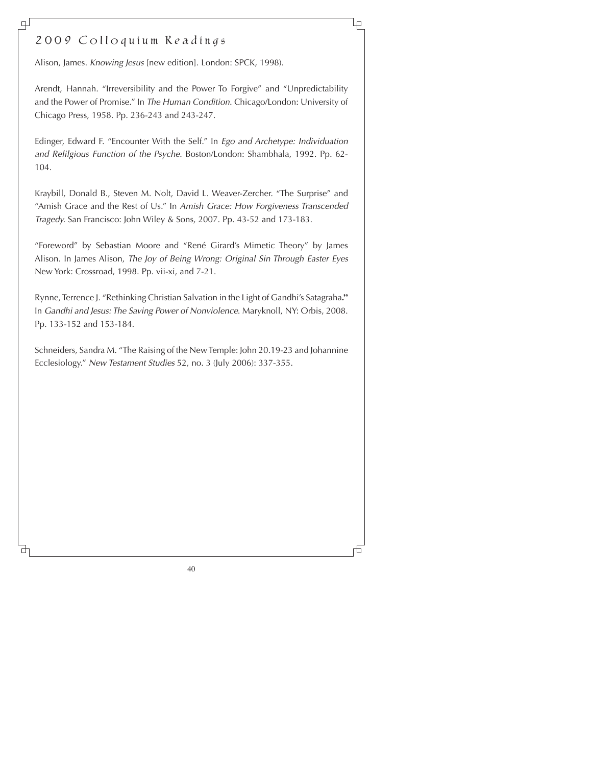# 2009 Colloquium Readings

Alison, James. *Knowing Jesus* [new edition]. London: SPCK, 1998).

Arendt, Hannah. "Irreversibility and the Power To Forgive" and "Unpredictability and the Power of Promise." In *The Human Condition*. Chicago/London: University of Chicago Press, 1958. Pp. 236-243 and 243-247.

Edinger, Edward F. "Encounter With the Self." In *Ego and Archetype: Individuation and Relilgious Function of the Psyche*. Boston/London: Shambhala, 1992. Pp. 62-104.

Kraybill, Donald B., Steven M. Nolt, David L. Weaver-Zercher. "The Surprise" and "Amish Grace and the Rest of Us." In *Amish Grace: How Forgiveness Transcended Tragedy*. San Francisco: John Wiley & Sons, 2007. Pp. 43-52 and 173-183.

"Foreword" by Sebastian Moore and "René Girard's Mimetic Theory" by James Alison. In James Alison, *The Joy of Being Wrong: Original Sin Through Easter Eyes* New York: Crossroad, 1998. Pp. vii-xi, and 7-21.

Rynne, Terrence J. "Rethinking Christian Salvation in the Light of Gandhi's Satagraha**."** In *Gandhi and Jesus: The Saving Power of Nonviolence*. Maryknoll, NY: Orbis, 2008. Pp. 133-152 and 153-184.

Schneiders, Sandra M. "The Raising of the New Temple: John 20.19-23 and Johannine Ecclesiology." *New Testament Studies* 52, no. 3 (July 2006): 337-355.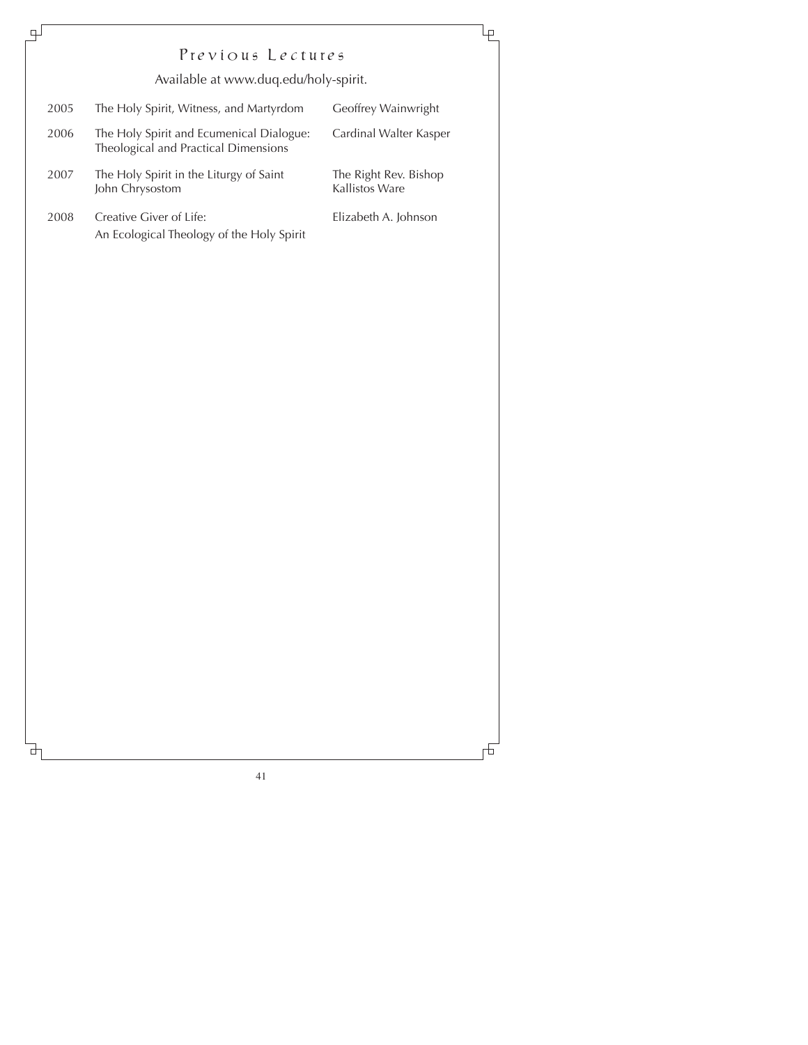# Previous Lectures

Available at www.duq.edu/holy-spirit.

| | | |
|---|---|---|
| 2005 | The Holy Spirit, Witness, and Martyrdom | Geoffrey Wainwright |
| 2006 | The Holy Spirit and Ecumenical Dialogue: Theological and Practical Dimensions | Cardinal Walter Kasper |
| 2007 | The Holy Spirit in the Liturgy of Saint John Chrysostom | The Right Rev. Bishop Kallistos Ware |
| 2008 | Creative Giver of Life: An Ecological Theology of the Holy Spirit | Elizabeth A. Johnson |